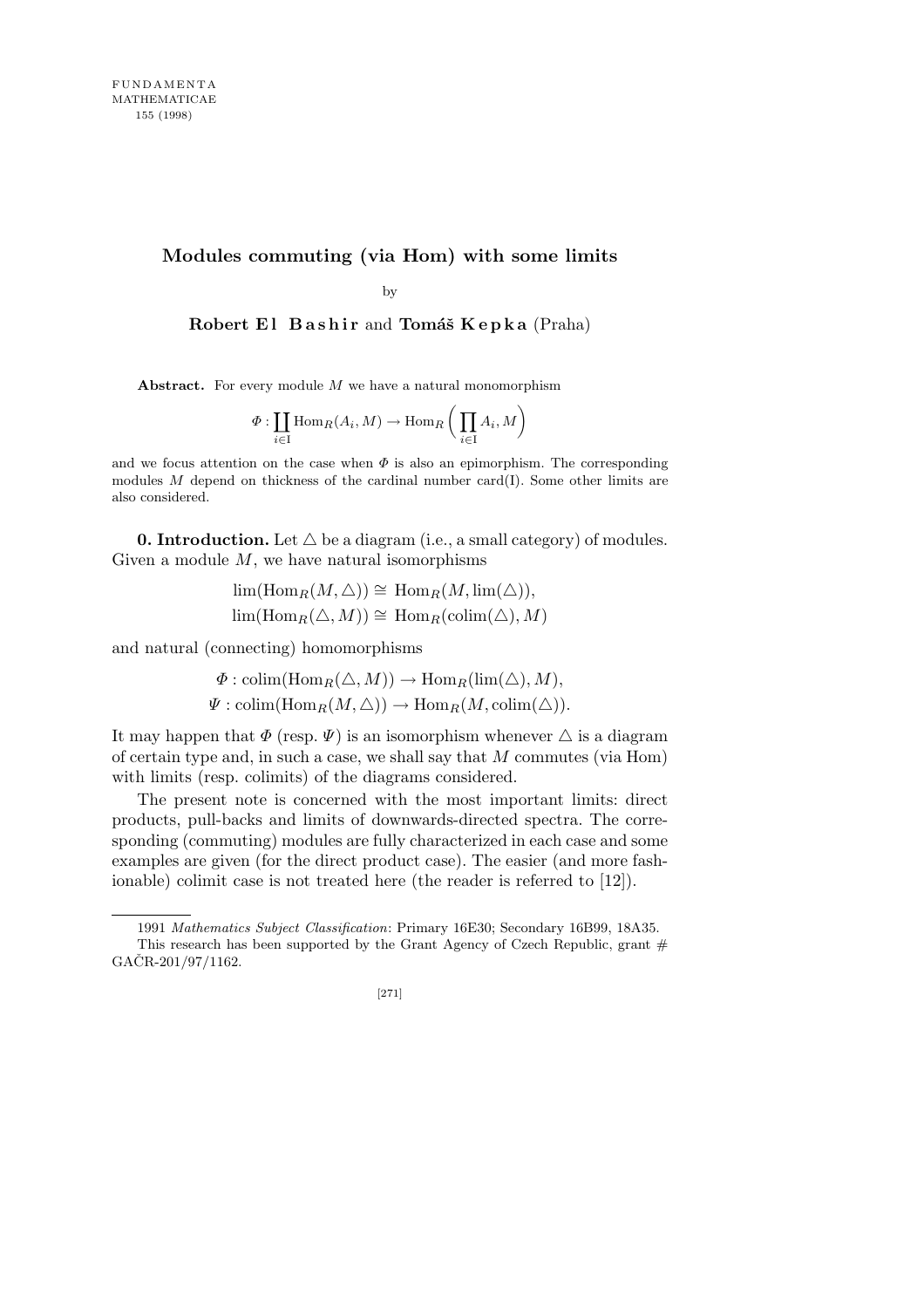# Modules commuting (via Hom) with some limits

by

**Robert El Bashir** and **Tomáš Kepka** (Praha)

**Abstract.** For every module $M$ we have a natural monomorphism

$$\Phi : \coprod_{i\in \mathrm{I}} \mathrm{Hom}_R(A_i, M) \to \mathrm{Hom}_R\bigg(\prod_{i\in \mathrm{I}} A_i, M\bigg)$$

and we focus attention on the case when $\Phi$ is also an epimorphism. The corresponding modules $M$ depend on thickness of the cardinal number card(I). Some other limits are also considered.

**0. Introduction.** Let $\triangle$ be a diagram (i.e., a small category) of modules. Given a module $M$, we have natural isomorphisms

$$\lim(\mathrm{Hom}_R(M, \triangle)) \cong \mathrm{Hom}_R(M, \lim(\triangle)),$$
$$\lim(\mathrm{Hom}_R(\triangle, M)) \cong \mathrm{Hom}_R(\mathrm{colim}(\triangle), M)$$

and natural (connecting) homomorphisms

$$\Phi : \mathrm{colim}(\mathrm{Hom}_R(\triangle, M)) \to \mathrm{Hom}_R(\lim(\triangle), M),$$
$$\Psi : \mathrm{colim}(\mathrm{Hom}_R(M, \triangle)) \to \mathrm{Hom}_R(M, \mathrm{colim}(\triangle)).$$

It may happen that $\Phi$ (resp. $\Psi$) is an isomorphism whenever $\triangle$ is a diagram of certain type and, in such a case, we shall say that $M$ commutes (via Hom) with limits (resp. colimits) of the diagrams considered.

The present note is concerned with the most important limits: direct products, pull-backs and limits of downwards-directed spectra. The corresponding (commuting) modules are fully characterized in each case and some examples are given (for the direct product case). The easier (and more fashionable) colimit case is not treated here (the reader is referred to [12]).

1991 *Mathematics Subject Classification*: Primary 16E30; Secondary 16B99, 18A35.

This research has been supported by the Grant Agency of Czech Republic, grant # GAČR-201/97/1162.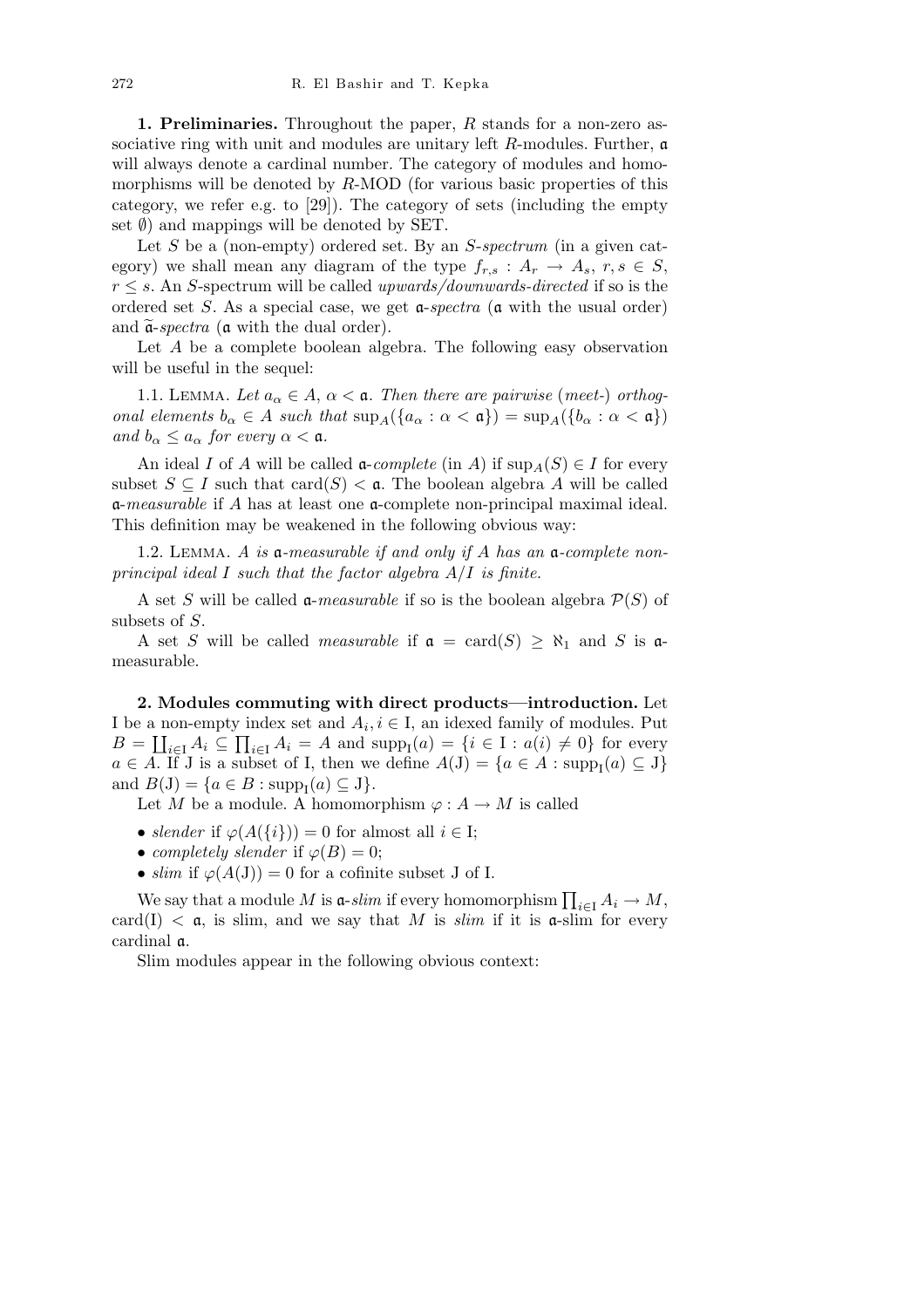**1. Preliminaries.** Throughout the paper, $R$ stands for a non-zero associative ring with unit and modules are unitary left $R$-modules. Further, $\mathfrak{a}$ will always denote a cardinal number. The category of modules and homomorphisms will be denoted by $R$-MOD (for various basic properties of this category, we refer e.g. to [29]). The category of sets (including the empty set $\emptyset$) and mappings will be denoted by SET.

Let $S$ be a (non-empty) ordered set. By an *$S$-spectrum* (in a given category) we shall mean any diagram of the type $f_{r,s} : A_r \to A_s$, $r, s \in S$, $r \leq s$. An $S$-spectrum will be called *upwards/downwards-directed* if so is the ordered set $S$. As a special case, we get *$\mathfrak{a}$-spectra* ($\mathfrak{a}$ with the usual order) and *$\widetilde{\mathfrak{a}}$-spectra* ($\mathfrak{a}$ with the dual order).

Let $A$ be a complete boolean algebra. The following easy observation will be useful in the sequel:

1.1. Lemma. *Let $a_\alpha \in A$, $\alpha < \mathfrak{a}$. Then there are pairwise (meet-) orthogonal elements $b_\alpha \in A$ such that $\sup_A(\{a_\alpha : \alpha < \mathfrak{a}\}) = \sup_A(\{b_\alpha : \alpha < \mathfrak{a}\})$ and $b_\alpha \leq a_\alpha$ for every $\alpha < \mathfrak{a}$.*

An ideal $I$ of $A$ will be called *$\mathfrak{a}$-complete* (in $A$) if $\sup_A(S) \in I$ for every subset $S \subseteq I$ such that $\mathrm{card}(S) < \mathfrak{a}$. The boolean algebra $A$ will be called *$\mathfrak{a}$-measurable* if $A$ has at least one $\mathfrak{a}$-complete non-principal maximal ideal. This definition may be weakened in the following obvious way:

1.2. Lemma. *$A$ is $\mathfrak{a}$-measurable if and only if $A$ has an $\mathfrak{a}$-complete non-principal ideal $I$ such that the factor algebra $A/I$ is finite.*

A set $S$ will be called *$\mathfrak{a}$-measurable* if so is the boolean algebra $\mathcal{P}(S)$ of subsets of $S$.

A set $S$ will be called *measurable* if $\mathfrak{a} = \mathrm{card}(S) \geq \aleph_1$ and $S$ is $\mathfrak{a}$-measurable.

**2. Modules commuting with direct products—introduction.** Let I be a non-empty index set and $A_i, i \in \mathrm{I}$, an idexed family of modules. Put $B = \coprod_{i\in \mathrm{I}} A_i \subseteq \prod_{i\in \mathrm{I}} A_i = A$ and $\mathrm{supp}_{\mathrm{I}}(a) = \{i \in \mathrm{I} : a(i) \neq 0\}$ for every $a \in A$. If J is a subset of I, then we define $A(\mathrm{J}) = \{a \in A : \mathrm{supp}_{\mathrm{I}}(a) \subseteq \mathrm{J}\}$ and $B(\mathrm{J}) = \{a \in B : \mathrm{supp}_{\mathrm{I}}(a) \subseteq \mathrm{J}\}$.

Let $M$ be a module. A homomorphism $\varphi : A \to M$ is called

- *slender* if $\varphi(A(\{i\})) = 0$ for almost all $i \in \mathrm{I}$;
- *completely slender* if $\varphi(B) = 0$;
- *slim* if $\varphi(A(\mathrm{J})) = 0$ for a cofinite subset J of I.

We say that a module $M$ is *$\mathfrak{a}$-slim* if every homomorphism $\prod_{i\in \mathrm{I}} A_i \to M$, $\mathrm{card}(\mathrm{I}) < \mathfrak{a}$, is slim, and we say that $M$ is *slim* if it is $\mathfrak{a}$-slim for every cardinal $\mathfrak{a}$.

Slim modules appear in the following obvious context: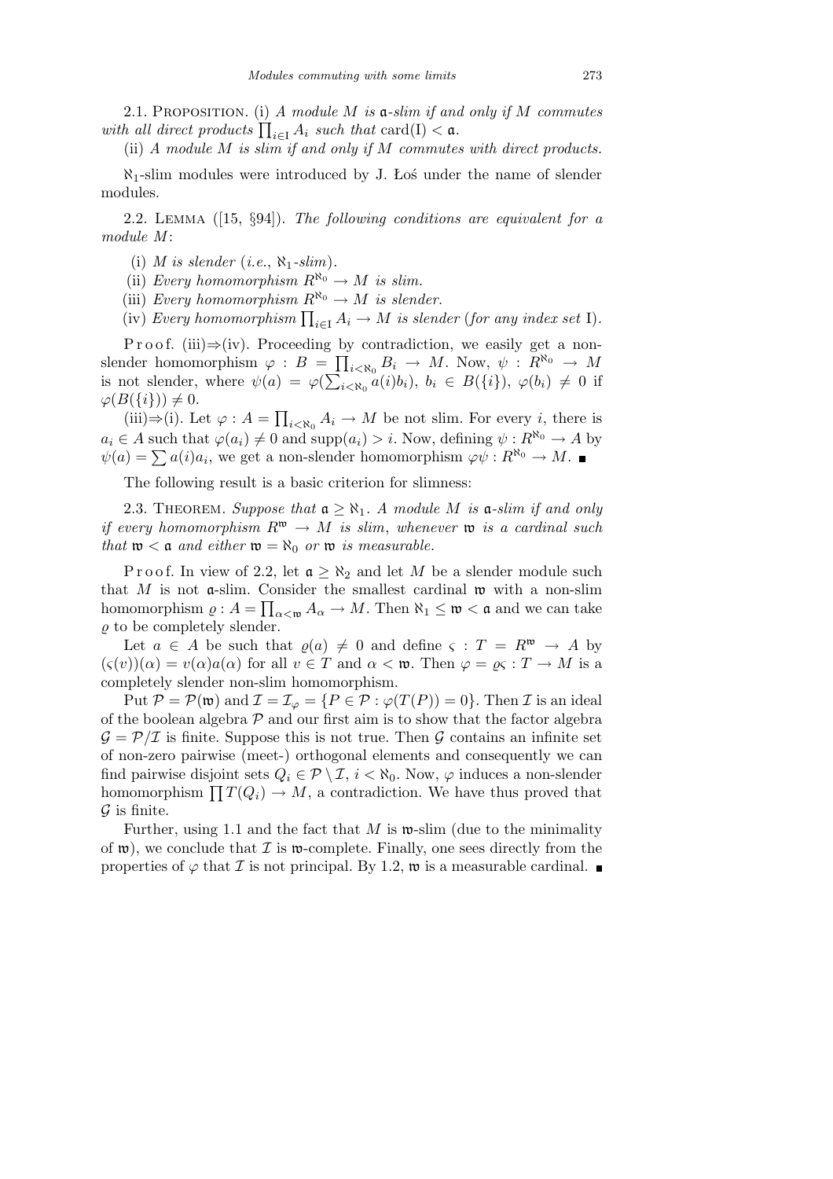2.1. Proposition. (i) *A module $M$ is $\mathfrak{a}$-slim if and only if $M$ commutes with all direct products $\prod_{i\in \mathrm{I}} A_i$ such that* $\mathrm{card}(\mathrm{I}) < \mathfrak{a}$.

(ii) *A module $M$ is slim if and only if $M$ commutes with direct products.*

$\aleph_1$-slim modules were introduced by J. Łoś under the name of slender modules.

2.2. Lemma ([15, §94]). *The following conditions are equivalent for a module $M$*:

(i) *$M$ is slender* (*i.e.*, $\aleph_1$-*slim*).

(ii) *Every homomorphism $R^{\aleph_0} \to M$ is slim.*

(iii) *Every homomorphism $R^{\aleph_0} \to M$ is slender.*

(iv) *Every homomorphism $\prod_{i\in \mathrm{I}} A_i \to M$ is slender* (*for any index set* I).

Proof. (iii)⇒(iv). Proceeding by contradiction, we easily get a non-slender homomorphism $\varphi : B = \prod_{i<\aleph_0} B_i \to M$. Now, $\psi : R^{\aleph_0} \to M$ is not slender, where $\psi(a) = \varphi(\sum_{i<\aleph_0} a(i)b_i)$, $b_i \in B(\{i\})$, $\varphi(b_i) \neq 0$ if $\varphi(B(\{i\})) \neq 0$.

(iii)⇒(i). Let $\varphi : A = \prod_{i<\aleph_0} A_i \to M$ be not slim. For every $i$, there is $a_i \in A$ such that $\varphi(a_i) \neq 0$ and $\mathrm{supp}(a_i) > i$. Now, defining $\psi : R^{\aleph_0} \to A$ by $\psi(a) = \sum a(i)a_i$, we get a non-slender homomorphism $\varphi\psi : R^{\aleph_0} \to M$. ■

The following result is a basic criterion for slimness:

2.3. Theorem. *Suppose that $\mathfrak{a} \geq \aleph_1$. A module $M$ is $\mathfrak{a}$-slim if and only if every homomorphism $R^{\mathfrak{w}} \to M$ is slim, whenever $\mathfrak{w}$ is a cardinal such that $\mathfrak{w} < \mathfrak{a}$ and either $\mathfrak{w} = \aleph_0$ or $\mathfrak{w}$ is measurable.*

Proof. In view of 2.2, let $\mathfrak{a} \geq \aleph_2$ and let $M$ be a slender module such that $M$ is not $\mathfrak{a}$-slim. Consider the smallest cardinal $\mathfrak{w}$ with a non-slim homomorphism $\varrho : A = \prod_{\alpha<\mathfrak{w}} A_\alpha \to M$. Then $\aleph_1 \leq \mathfrak{w} < \mathfrak{a}$ and we can take $\varrho$ to be completely slender.

Let $a \in A$ be such that $\varrho(a) \neq 0$ and define $\varsigma : T = R^{\mathfrak{w}} \to A$ by $(\varsigma(v))(\alpha) = v(\alpha)a(\alpha)$ for all $v \in T$ and $\alpha < \mathfrak{w}$. Then $\varphi = \varrho\varsigma : T \to M$ is a completely slender non-slim homomorphism.

Put $\mathcal{P} = \mathcal{P}(\mathfrak{w})$ and $\mathcal{I} = \mathcal{I}_\varphi = \{P \in \mathcal{P} : \varphi(T(P)) = 0\}$. Then $\mathcal{I}$ is an ideal of the boolean algebra $\mathcal{P}$ and our first aim is to show that the factor algebra $\mathcal{G} = \mathcal{P}/\mathcal{I}$ is finite. Suppose this is not true. Then $\mathcal{G}$ contains an infinite set of non-zero pairwise (meet-) orthogonal elements and consequently we can find pairwise disjoint sets $Q_i \in \mathcal{P} \setminus \mathcal{I}$, $i < \aleph_0$. Now, $\varphi$ induces a non-slender homomorphism $\prod T(Q_i) \to M$, a contradiction. We have thus proved that $\mathcal{G}$ is finite.

Further, using 1.1 and the fact that $M$ is $\mathfrak{w}$-slim (due to the minimality of $\mathfrak{w}$), we conclude that $\mathcal{I}$ is $\mathfrak{w}$-complete. Finally, one sees directly from the properties of $\varphi$ that $\mathcal{I}$ is not principal. By 1.2, $\mathfrak{w}$ is a measurable cardinal. ■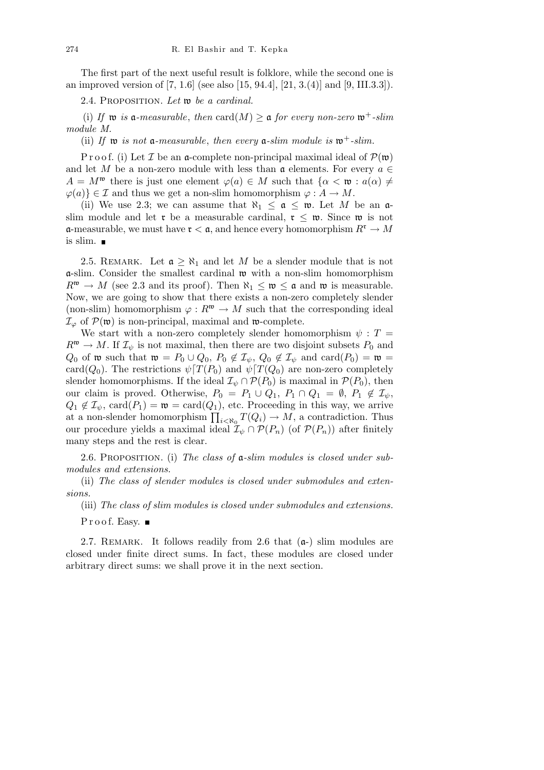The first part of the next useful result is folklore, while the second one is an improved version of [7, 1.6] (see also [15, 94.4], [21, 3.(4)] and [9, III.3.3]).

2.4. Proposition. *Let* $\mathfrak{w}$ *be a cardinal.*

(i) *If* $\mathfrak{w}$ *is* $\mathfrak{a}$*-measurable*, *then* $\operatorname{card}(M) \geq \mathfrak{a}$ *for every non-zero* $\mathfrak{w}^+$*-slim module* $M$.

(ii) *If* $\mathfrak{w}$ *is not* $\mathfrak{a}$*-measurable*, *then every* $\mathfrak{a}$*-slim module is* $\mathfrak{w}^+$*-slim.*

Proof. (i) Let $\mathcal{I}$ be an $\mathfrak{a}$-complete non-principal maximal ideal of $\mathcal{P}(\mathfrak{w})$ and let $M$ be a non-zero module with less than $\mathfrak{a}$ elements. For every $a \in A = M^{\mathfrak{w}}$ there is just one element $\varphi(a) \in M$ such that $\{\alpha < \mathfrak{w} : a(\alpha) \neq \varphi(a)\} \in \mathcal{I}$ and thus we get a non-slim homomorphism $\varphi : A \to M$.

(ii) We use 2.3; we can assume that $\aleph_1 \leq \mathfrak{a} \leq \mathfrak{w}$. Let $M$ be an $\mathfrak{a}$-slim module and let $\mathfrak{r}$ be a measurable cardinal, $\mathfrak{r} \leq \mathfrak{w}$. Since $\mathfrak{w}$ is not $\mathfrak{a}$-measurable, we must have $\mathfrak{r} < \mathfrak{a}$, and hence every homomorphism $R^{\mathfrak{r}} \to M$ is slim. ∎

2.5. Remark. Let $\mathfrak{a} \geq \aleph_1$ and let $M$ be a slender module that is not $\mathfrak{a}$-slim. Consider the smallest cardinal $\mathfrak{w}$ with a non-slim homomorphism $R^{\mathfrak{w}} \to M$ (see 2.3 and its proof). Then $\aleph_1 \leq \mathfrak{w} \leq \mathfrak{a}$ and $\mathfrak{w}$ is measurable. Now, we are going to show that there exists a non-zero completely slender (non-slim) homomorphism $\varphi : R^{\mathfrak{w}} \to M$ such that the corresponding ideal $\mathcal{I}_\varphi$ of $\mathcal{P}(\mathfrak{w})$ is non-principal, maximal and $\mathfrak{w}$-complete.

We start with a non-zero completely slender homomorphism $\psi : T = R^{\mathfrak{w}} \to M$. If $\mathcal{I}_\psi$ is not maximal, then there are two disjoint subsets $P_0$ and $Q_0$ of $\mathfrak{w}$ such that $\mathfrak{w} = P_0 \cup Q_0$, $P_0 \notin \mathcal{I}_\psi$, $Q_0 \notin \mathcal{I}_\psi$ and $\operatorname{card}(P_0) = \mathfrak{w} = \operatorname{card}(Q_0)$. The restrictions $\psi\lceil T(P_0)$ and $\psi\lceil T(Q_0)$ are non-zero completely slender homomorphisms. If the ideal $\mathcal{I}_\psi \cap \mathcal{P}(P_0)$ is maximal in $\mathcal{P}(P_0)$, then our claim is proved. Otherwise, $P_0 = P_1 \cup Q_1$, $P_1 \cap Q_1 = \emptyset$, $P_1 \notin \mathcal{I}_\psi$, $Q_1 \notin \mathcal{I}_\psi$, $\operatorname{card}(P_1) = \mathfrak{w} = \operatorname{card}(Q_1)$, etc. Proceeding in this way, we arrive at a non-slender homomorphism $\prod_{i<\aleph_0} T(Q_i) \to M$, a contradiction. Thus our procedure yields a maximal ideal $\mathcal{I}_\psi \cap \mathcal{P}(P_n)$ (of $\mathcal{P}(P_n)$) after finitely many steps and the rest is clear.

2.6. Proposition. (i) *The class of* $\mathfrak{a}$*-slim modules is closed under submodules and extensions.*

(ii) *The class of slender modules is closed under submodules and extensions.*

(iii) *The class of slim modules is closed under submodules and extensions.*

Proof. Easy. ∎

2.7. Remark. It follows readily from 2.6 that ($\mathfrak{a}$-) slim modules are closed under finite direct sums. In fact, these modules are closed under arbitrary direct sums: we shall prove it in the next section.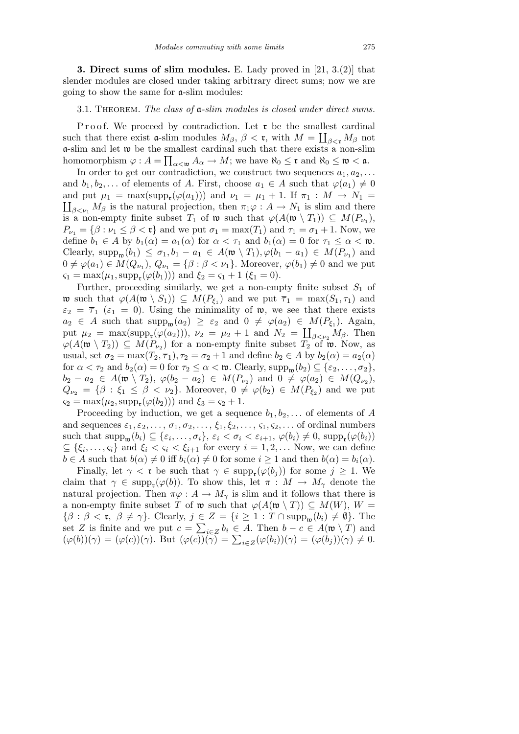**3. Direct sums of slim modules.** E. Lady proved in [21, 3.(2)] that slender modules are closed under taking arbitrary direct sums; now we are going to show the same for $\mathfrak{a}$-slim modules:

3.1. Theorem. *The class of* $\mathfrak{a}$*-slim modules is closed under direct sums.*

Proof. We proceed by contradiction. Let $\mathfrak{r}$ be the smallest cardinal such that there exist $\mathfrak{a}$-slim modules $M_\beta$, $\beta < \mathfrak{r}$, with $M = \coprod_{\beta<\mathfrak{r}} M_\beta$ not $\mathfrak{a}$-slim and let $\mathfrak{w}$ be the smallest cardinal such that there exists a non-slim homomorphism $\varphi : A = \prod_{\alpha<\mathfrak{w}} A_\alpha \to M$; we have $\aleph_0 \le \mathfrak{r}$ and $\aleph_0 \le \mathfrak{w} < \mathfrak{a}$.

In order to get our contradiction, we construct two sequences $a_1, a_2, \dots$ and $b_1, b_2, \dots$ of elements of $A$. First, choose $a_1 \in A$ such that $\varphi(a_1) \neq 0$ and put $\mu_1 = \max(\operatorname{supp}_{\mathfrak{r}}(\varphi(a_1)))$ and $\nu_1 = \mu_1 + 1$. If $\pi_1 : M \to N_1 = \coprod_{\beta<\nu_1} M_\beta$ is the natural projection, then $\pi_1\varphi : A \to N_1$ is slim and there is a non-empty finite subset $T_1$ of $\mathfrak{w}$ such that $\varphi(A(\mathfrak{w} \setminus T_1)) \subseteq M(P_{\nu_1})$, $P_{\nu_1} = \{\beta : \nu_1 \le \beta < \mathfrak{r}\}$ and we put $\sigma_1 = \max(T_1)$ and $\tau_1 = \sigma_1 + 1$. Now, we define $b_1 \in A$ by $b_1(\alpha) = a_1(\alpha)$ for $\alpha < \tau_1$ and $b_1(\alpha) = 0$ for $\tau_1 \le \alpha < \mathfrak{w}$. Clearly, $\operatorname{supp}_{\mathfrak{w}}(b_1) \le \sigma_1, b_1 - a_1 \in A(\mathfrak{w} \setminus T_1), \varphi(b_1 - a_1) \in M(P_{\nu_1})$ and $0 \neq \varphi(a_1) \in M(Q_{\nu_1})$, $Q_{\nu_1} = \{\beta : \beta < \nu_1\}$. Moreover, $\varphi(b_1) \neq 0$ and we put $\varsigma_1 = \max(\mu_1, \operatorname{supp}_{\mathfrak{r}}(\varphi(b_1)))$ and $\xi_2 = \varsigma_1 + 1$ ($\xi_1 = 0$).

Further, proceeding similarly, we get a non-empty finite subset $S_1$ of $\mathfrak{w}$ such that $\varphi(A(\mathfrak{w} \setminus S_1)) \subseteq M(P_{\xi_1})$ and we put $\overline{\tau}_1 = \max(S_1, \tau_1)$ and $\varepsilon_2 = \overline{\tau}_1$ ($\varepsilon_1 = 0$). Using the minimality of $\mathfrak{w}$, we see that there exists $a_2 \in A$ such that $\operatorname{supp}_{\mathfrak{w}}(a_2) \ge \varepsilon_2$ and $0 \neq \varphi(a_2) \in M(P_{\xi_1})$. Again, put $\mu_2 = \max(\operatorname{supp}_{\mathfrak{r}}(\varphi(a_2)))$, $\nu_2 = \mu_2 + 1$ and $N_2 = \coprod_{\beta<\nu_2} M_\beta$. Then $\varphi(A(\mathfrak{w} \setminus T_2)) \subseteq M(P_{\nu_2})$ for a non-empty finite subset $T_2$ of $\mathfrak{w}$. Now, as usual, set $\sigma_2 = \max(T_2, \overline{\tau}_1), \tau_2 = \sigma_2 + 1$ and define $b_2 \in A$ by $b_2(\alpha) = a_2(\alpha)$ for $\alpha < \tau_2$ and $b_2(\alpha) = 0$ for $\tau_2 \le \alpha < \mathfrak{w}$. Clearly, $\operatorname{supp}_{\mathfrak{w}}(b_2) \subseteq \{\varepsilon_2, \dots, \sigma_2\}$, $b_2 - a_2 \in A(\mathfrak{w} \setminus T_2)$, $\varphi(b_2 - a_2) \in M(P_{\nu_2})$ and $0 \neq \varphi(a_2) \in M(Q_{\nu_2})$, $Q_{\nu_2} = \{\beta : \xi_1 \le \beta < \nu_2\}$. Moreover, $0 \neq \varphi(b_2) \in M(P_{\xi_2})$ and we put $\varsigma_2 = \max(\mu_2, \operatorname{supp}_{\mathfrak{r}}(\varphi(b_2)))$ and $\xi_3 = \varsigma_2 + 1$.

Proceeding by induction, we get a sequence $b_1, b_2, \dots$ of elements of $A$ and sequences $\varepsilon_1, \varepsilon_2, \dots, \sigma_1, \sigma_2, \dots, \xi_1, \xi_2, \dots, \varsigma_1, \varsigma_2, \dots$ of ordinal numbers such that $\operatorname{supp}_{\mathfrak{w}}(b_i) \subseteq \{\varepsilon_i, \dots, \sigma_i\}$, $\varepsilon_i < \sigma_i < \varepsilon_{i+1}$, $\varphi(b_i) \neq 0$, $\operatorname{supp}_{\mathfrak{r}}(\varphi(b_i)) \subseteq \{\xi_i, \dots, \varsigma_i\}$ and $\xi_i < \varsigma_i < \xi_{i+1}$ for every $i = 1, 2, \dots$ Now, we can define $b \in A$ such that $b(\alpha) \neq 0$ iff $b_i(\alpha) \neq 0$ for some $i \ge 1$ and then $b(\alpha) = b_i(\alpha)$.

Finally, let $\gamma < \mathfrak{r}$ be such that $\gamma \in \operatorname{supp}_{\mathfrak{r}}(\varphi(b_j))$ for some $j \ge 1$. We claim that $\gamma \in \operatorname{supp}_{\mathfrak{r}}(\varphi(b))$. To show this, let $\pi : M \to M_\gamma$ denote the natural projection. Then $\pi\varphi : A \to M_\gamma$ is slim and it follows that there is a non-empty finite subset $T$ of $\mathfrak{w}$ such that $\varphi(A(\mathfrak{w} \setminus T)) \subseteq M(W)$, $W = \{\beta : \beta < \mathfrak{r},\ \beta \neq \gamma\}$. Clearly, $j \in Z = \{i \ge 1 : T \cap \operatorname{supp}_{\mathfrak{w}}(b_i) \neq \emptyset\}$. The set $Z$ is finite and we put $c = \sum_{i\in Z} b_i \in A$. Then $b - c \in A(\mathfrak{w} \setminus T)$ and $(\varphi(b))(\gamma) = (\varphi(c))(\gamma)$. But $(\varphi(c))(\gamma) = \sum_{i\in Z}(\varphi(b_i))(\gamma) = (\varphi(b_j))(\gamma) \neq 0$.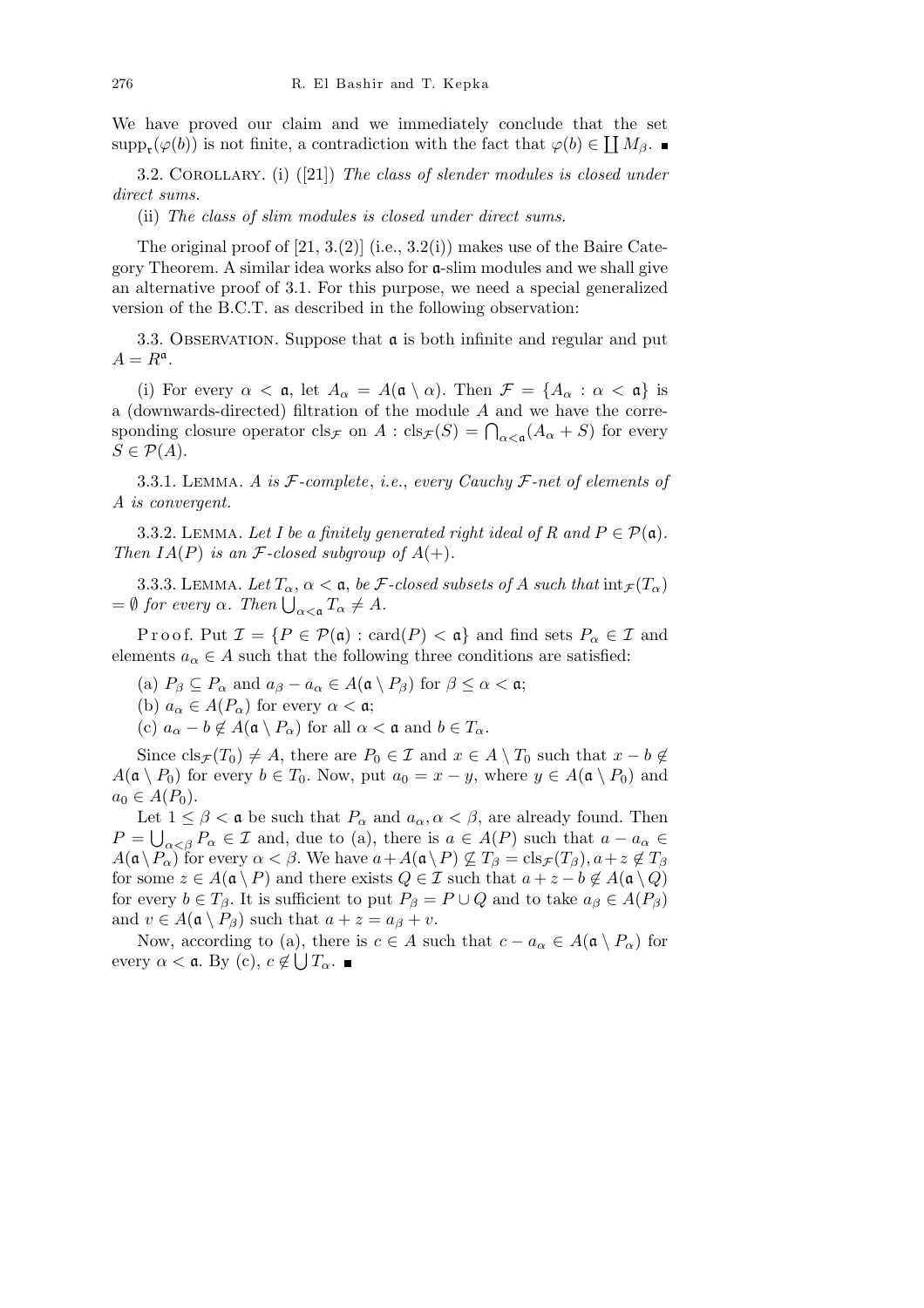We have proved our claim and we immediately conclude that the set $\mathrm{supp}_{\mathfrak{r}}(\varphi(b))$ is not finite, a contradiction with the fact that $\varphi(b) \in \coprod M_\beta$. ∎

3.2. Corollary. (i) ([21]) *The class of slender modules is closed under direct sums.*

(ii) *The class of slim modules is closed under direct sums.*

The original proof of [21, 3.(2)] (i.e., 3.2(i)) makes use of the Baire Category Theorem. A similar idea works also for $\mathfrak{a}$-slim modules and we shall give an alternative proof of 3.1. For this purpose, we need a special generalized version of the B.C.T. as described in the following observation:

3.3. Observation. Suppose that $\mathfrak{a}$ is both infinite and regular and put $A = R^{\mathfrak{a}}$.

(i) For every $\alpha < \mathfrak{a}$, let $A_\alpha = A(\mathfrak{a} \setminus \alpha)$. Then $\mathcal{F} = \{A_\alpha : \alpha < \mathfrak{a}\}$ is a (downwards-directed) filtration of the module $A$ and we have the corresponding closure operator $\mathrm{cls}_{\mathcal{F}}$ on $A$ : $\mathrm{cls}_{\mathcal{F}}(S) = \bigcap_{\alpha<\mathfrak{a}}(A_\alpha + S)$ for every $S \in \mathcal{P}(A)$.

3.3.1. Lemma. *$A$ is $\mathcal{F}$-complete, i.e., every Cauchy $\mathcal{F}$-net of elements of $A$ is convergent.*

3.3.2. Lemma. *Let $I$ be a finitely generated right ideal of $R$ and $P \in \mathcal{P}(\mathfrak{a})$. Then $IA(P)$ is an $\mathcal{F}$-closed subgroup of $A(+)$.*

3.3.3. Lemma. *Let $T_\alpha$, $\alpha < \mathfrak{a}$, be $\mathcal{F}$-closed subsets of $A$ such that* $\mathrm{int}_{\mathcal{F}}(T_\alpha) = \emptyset$ *for every $\alpha$. Then $\bigcup_{\alpha<\mathfrak{a}} T_\alpha \neq A$.*

Proof. Put $\mathcal{I} = \{P \in \mathcal{P}(\mathfrak{a}) : \mathrm{card}(P) < \mathfrak{a}\}$ and find sets $P_\alpha \in \mathcal{I}$ and elements $a_\alpha \in A$ such that the following three conditions are satisfied:

(a) $P_\beta \subseteq P_\alpha$ and $a_\beta - a_\alpha \in A(\mathfrak{a} \setminus P_\beta)$ for $\beta \le \alpha < \mathfrak{a}$;

(b) $a_\alpha \in A(P_\alpha)$ for every $\alpha < \mathfrak{a}$;

(c) $a_\alpha - b \notin A(\mathfrak{a} \setminus P_\alpha)$ for all $\alpha < \mathfrak{a}$ and $b \in T_\alpha$.

Since $\mathrm{cls}_{\mathcal{F}}(T_0) \neq A$, there are $P_0 \in \mathcal{I}$ and $x \in A \setminus T_0$ such that $x - b \notin A(\mathfrak{a} \setminus P_0)$ for every $b \in T_0$. Now, put $a_0 = x - y$, where $y \in A(\mathfrak{a} \setminus P_0)$ and $a_0 \in A(P_0)$.

Let $1 \le \beta < \mathfrak{a}$ be such that $P_\alpha$ and $a_\alpha, \alpha < \beta$, are already found. Then $P = \bigcup_{\alpha<\beta} P_\alpha \in \mathcal{I}$ and, due to (a), there is $a \in A(P)$ such that $a - a_\alpha \in A(\mathfrak{a} \setminus P_\alpha)$ for every $\alpha < \beta$. We have $a + A(\mathfrak{a} \setminus P) \not\subseteq T_\beta = \mathrm{cls}_{\mathcal{F}}(T_\beta), a + z \notin T_\beta$ for some $z \in A(\mathfrak{a} \setminus P)$ and there exists $Q \in \mathcal{I}$ such that $a + z - b \notin A(\mathfrak{a} \setminus Q)$ for every $b \in T_\beta$. It is sufficient to put $P_\beta = P \cup Q$ and to take $a_\beta \in A(P_\beta)$ and $v \in A(\mathfrak{a} \setminus P_\beta)$ such that $a + z = a_\beta + v$.

Now, according to (a), there is $c \in A$ such that $c - a_\alpha \in A(\mathfrak{a} \setminus P_\alpha)$ for every $\alpha < \mathfrak{a}$. By (c), $c \notin \bigcup T_\alpha$. ∎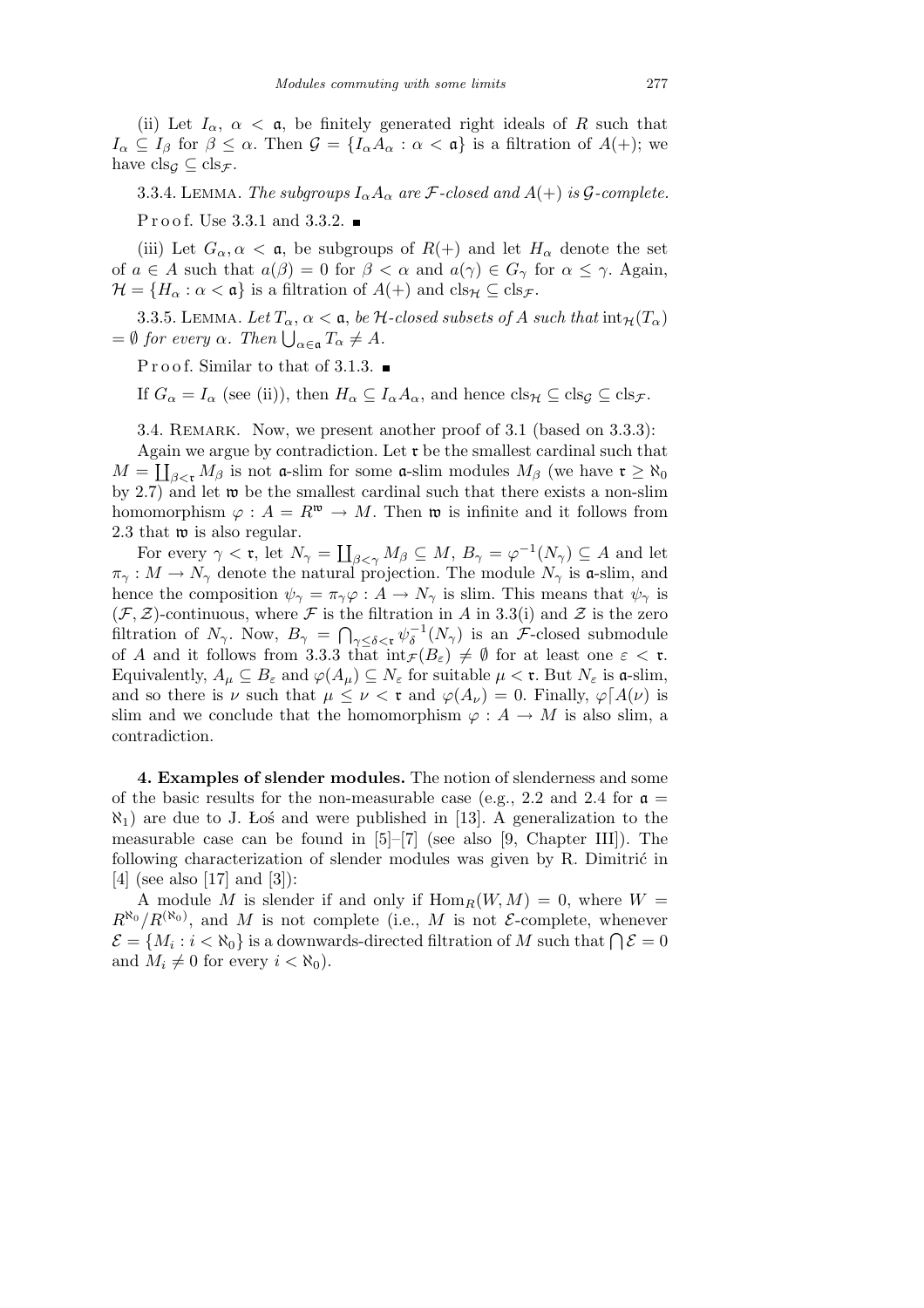(ii) Let $I_\alpha$, $\alpha < \mathfrak{a}$, be finitely generated right ideals of $R$ such that $I_\alpha \subseteq I_\beta$ for $\beta \le \alpha$. Then $\mathcal{G} = \{I_\alpha A_\alpha : \alpha < \mathfrak{a}\}$ is a filtration of $A(+)$; we have $\mathrm{cls}_\mathcal{G} \subseteq \mathrm{cls}_\mathcal{F}$.

3.3.4. Lemma. *The subgroups $I_\alpha A_\alpha$ are $\mathcal{F}$-closed and $A(+)$ is $\mathcal{G}$-complete.*

Proof. Use 3.3.1 and 3.3.2. ∎

(iii) Let $G_\alpha, \alpha < \mathfrak{a}$, be subgroups of $R(+)$ and let $H_\alpha$ denote the set of $a \in A$ such that $a(\beta) = 0$ for $\beta < \alpha$ and $a(\gamma) \in G_\gamma$ for $\alpha \le \gamma$. Again, $\mathcal{H} = \{H_\alpha : \alpha < \mathfrak{a}\}$ is a filtration of $A(+)$ and $\mathrm{cls}_\mathcal{H} \subseteq \mathrm{cls}_\mathcal{F}$.

3.3.5. Lemma. *Let $T_\alpha$, $\alpha < \mathfrak{a}$, be $\mathcal{H}$-closed subsets of $A$ such that $\mathrm{int}_\mathcal{H}(T_\alpha) = \emptyset$ for every $\alpha$. Then $\bigcup_{\alpha\in\mathfrak{a}} T_\alpha \ne A$.*

Proof. Similar to that of 3.1.3. ∎

If $G_\alpha = I_\alpha$ (see (ii)), then $H_\alpha \subseteq I_\alpha A_\alpha$, and hence $\mathrm{cls}_\mathcal{H} \subseteq \mathrm{cls}_\mathcal{G} \subseteq \mathrm{cls}_\mathcal{F}$.

3.4. Remark. Now, we present another proof of 3.1 (based on 3.3.3):

Again we argue by contradiction. Let $\mathfrak{r}$ be the smallest cardinal such that $M = \coprod_{\beta<\mathfrak{r}} M_\beta$ is not $\mathfrak{a}$-slim for some $\mathfrak{a}$-slim modules $M_\beta$ (we have $\mathfrak{r} \ge \aleph_0$ by 2.7) and let $\mathfrak{w}$ be the smallest cardinal such that there exists a non-slim homomorphism $\varphi : A = R^\mathfrak{w} \to M$. Then $\mathfrak{w}$ is infinite and it follows from 2.3 that $\mathfrak{w}$ is also regular.

For every $\gamma < \mathfrak{r}$, let $N_\gamma = \coprod_{\beta<\gamma} M_\beta \subseteq M$, $B_\gamma = \varphi^{-1}(N_\gamma) \subseteq A$ and let $\pi_\gamma : M \to N_\gamma$ denote the natural projection. The module $N_\gamma$ is $\mathfrak{a}$-slim, and hence the composition $\psi_\gamma = \pi_\gamma\varphi : A \to N_\gamma$ is slim. This means that $\psi_\gamma$ is $(\mathcal{F}, \mathcal{Z})$-continuous, where $\mathcal{F}$ is the filtration in $A$ in 3.3(i) and $\mathcal{Z}$ is the zero filtration of $N_\gamma$. Now, $B_\gamma = \bigcap_{\gamma\le\delta<\mathfrak{r}} \psi_\delta^{-1}(N_\gamma)$ is an $\mathcal{F}$-closed submodule of $A$ and it follows from 3.3.3 that $\mathrm{int}_\mathcal{F}(B_\varepsilon) \ne \emptyset$ for at least one $\varepsilon < \mathfrak{r}$. Equivalently, $A_\mu \subseteq B_\varepsilon$ and $\varphi(A_\mu) \subseteq N_\varepsilon$ for suitable $\mu < \mathfrak{r}$. But $N_\varepsilon$ is $\mathfrak{a}$-slim, and so there is $\nu$ such that $\mu \le \nu < \mathfrak{r}$ and $\varphi(A_\nu) = 0$. Finally, $\varphi\lceil A(\nu)$ is slim and we conclude that the homomorphism $\varphi : A \to M$ is also slim, a contradiction.

**4. Examples of slender modules.** The notion of slenderness and some of the basic results for the non-measurable case (e.g., 2.2 and 2.4 for $\mathfrak{a} = \aleph_1$) are due to J. Łoś and were published in [13]. A generalization to the measurable case can be found in [5]–[7] (see also [9, Chapter III]). The following characterization of slender modules was given by R. Dimitrić in [4] (see also [17] and [3]):

A module $M$ is slender if and only if $\mathrm{Hom}_R(W, M) = 0$, where $W = R^{\aleph_0}/R^{(\aleph_0)}$, and $M$ is not complete (i.e., $M$ is not $\mathcal{E}$-complete, whenever $\mathcal{E} = \{M_i : i < \aleph_0\}$ is a downwards-directed filtration of $M$ such that $\bigcap \mathcal{E} = 0$ and $M_i \ne 0$ for every $i < \aleph_0$).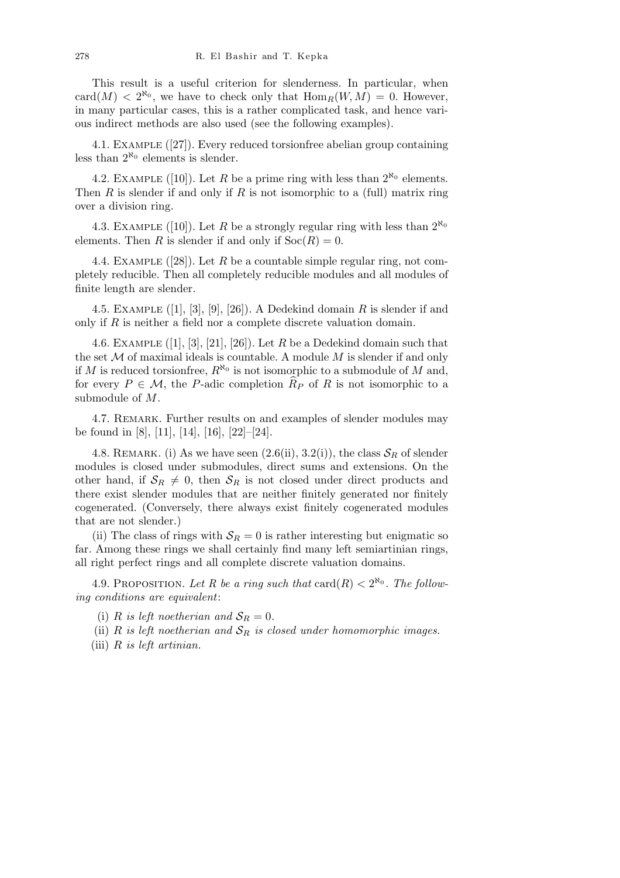This result is a useful criterion for slenderness. In particular, when $\mathrm{card}(M) < 2^{\aleph_0}$, we have to check only that $\mathrm{Hom}_R(W, M) = 0$. However, in many particular cases, this is a rather complicated task, and hence various indirect methods are also used (see the following examples).

4.1. Example ([27]). Every reduced torsionfree abelian group containing less than $2^{\aleph_0}$ elements is slender.

4.2. Example ([10]). Let $R$ be a prime ring with less than $2^{\aleph_0}$ elements. Then $R$ is slender if and only if $R$ is not isomorphic to a (full) matrix ring over a division ring.

4.3. Example ([10]). Let $R$ be a strongly regular ring with less than $2^{\aleph_0}$ elements. Then $R$ is slender if and only if $\mathrm{Soc}(R) = 0$.

4.4. Example ([28]). Let $R$ be a countable simple regular ring, not completely reducible. Then all completely reducible modules and all modules of finite length are slender.

4.5. Example ([1], [3], [9], [26]). A Dedekind domain $R$ is slender if and only if $R$ is neither a field nor a complete discrete valuation domain.

4.6. Example ([1], [3], [21], [26]). Let $R$ be a Dedekind domain such that the set $\mathcal{M}$ of maximal ideals is countable. A module $M$ is slender if and only if $M$ is reduced torsionfree, $R^{\aleph_0}$ is not isomorphic to a submodule of $M$ and, for every $P \in \mathcal{M}$, the $P$-adic completion $\widehat{R}_P$ of $R$ is not isomorphic to a submodule of $M$.

4.7. Remark. Further results on and examples of slender modules may be found in [8], [11], [14], [16], [22]–[24].

4.8. Remark. (i) As we have seen (2.6(ii), 3.2(i)), the class $\mathcal{S}_R$ of slender modules is closed under submodules, direct sums and extensions. On the other hand, if $\mathcal{S}_R \neq 0$, then $\mathcal{S}_R$ is not closed under direct products and there exist slender modules that are neither finitely generated nor finitely cogenerated. (Conversely, there always exist finitely cogenerated modules that are not slender.)

(ii) The class of rings with $\mathcal{S}_R = 0$ is rather interesting but enigmatic so far. Among these rings we shall certainly find many left semiartinian rings, all right perfect rings and all complete discrete valuation domains.

4.9. Proposition. *Let $R$ be a ring such that $\mathrm{card}(R) < 2^{\aleph_0}$. The following conditions are equivalent*:

(i) *$R$ is left noetherian and $\mathcal{S}_R = 0$.*

(ii) *$R$ is left noetherian and $\mathcal{S}_R$ is closed under homomorphic images.*

(iii) *$R$ is left artinian.*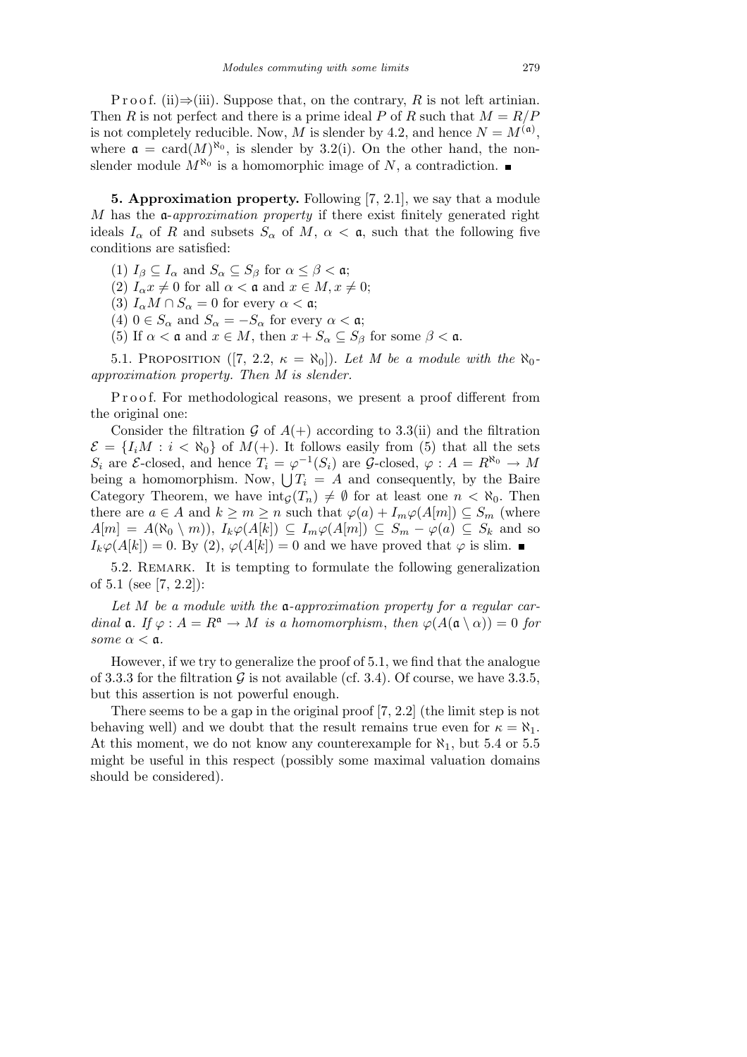Proof. (ii)⇒(iii). Suppose that, on the contrary, $R$ is not left artinian. Then $R$ is not perfect and there is a prime ideal $P$ of $R$ such that $M = R/P$ is not completely reducible. Now, $M$ is slender by 4.2, and hence $N = M^{(\mathfrak{a})}$, where $\mathfrak{a} = \operatorname{card}(M)^{\aleph_0}$, is slender by 3.2(i). On the other hand, the non-slender module $M^{\aleph_0}$ is a homomorphic image of $N$, a contradiction. ∎

**5. Approximation property.** Following [7, 2.1], we say that a module $M$ has the $\mathfrak{a}$-*approximation property* if there exist finitely generated right ideals $I_\alpha$ of $R$ and subsets $S_\alpha$ of $M$, $\alpha < \mathfrak{a}$, such that the following five conditions are satisfied:

(1) $I_\beta \subseteq I_\alpha$ and $S_\alpha \subseteq S_\beta$ for $\alpha \le \beta < \mathfrak{a}$;

(2) $I_\alpha x \ne 0$ for all $\alpha < \mathfrak{a}$ and $x \in M, x \ne 0$;

(3) $I_\alpha M \cap S_\alpha = 0$ for every $\alpha < \mathfrak{a}$;

(4) $0 \in S_\alpha$ and $S_\alpha = -S_\alpha$ for every $\alpha < \mathfrak{a}$;

(5) If $\alpha < \mathfrak{a}$ and $x \in M$, then $x + S_\alpha \subseteq S_\beta$ for some $\beta < \mathfrak{a}$.

5.1. Proposition ([7, 2.2, $\kappa = \aleph_0$]). *Let $M$ be a module with the $\aleph_0$-approximation property. Then $M$ is slender.*

Proof. For methodological reasons, we present a proof different from the original one:

Consider the filtration $\mathcal{G}$ of $A(+)$ according to 3.3(ii) and the filtration $\mathcal{E} = \{I_i M : i < \aleph_0\}$ of $M(+)$. It follows easily from (5) that all the sets $S_i$ are $\mathcal{E}$-closed, and hence $T_i = \varphi^{-1}(S_i)$ are $\mathcal{G}$-closed, $\varphi : A = R^{\aleph_0} \to M$ being a homomorphism. Now, $\bigcup T_i = A$ and consequently, by the Baire Category Theorem, we have $\operatorname{int}_{\mathcal{G}}(T_n) \ne \emptyset$ for at least one $n < \aleph_0$. Then there are $a \in A$ and $k \ge m \ge n$ such that $\varphi(a) + I_m \varphi(A[m]) \subseteq S_m$ (where $A[m] = A(\aleph_0 \setminus m)$), $I_k \varphi(A[k]) \subseteq I_m \varphi(A[m]) \subseteq S_m - \varphi(a) \subseteq S_k$ and so $I_k \varphi(A[k]) = 0$. By (2), $\varphi(A[k]) = 0$ and we have proved that $\varphi$ is slim. ∎

5.2. Remark. It is tempting to formulate the following generalization of 5.1 (see [7, 2.2]):

*Let $M$ be a module with the $\mathfrak{a}$-approximation property for a regular cardinal $\mathfrak{a}$. If $\varphi : A = R^{\mathfrak{a}} \to M$ is a homomorphism, then $\varphi(A(\mathfrak{a} \setminus \alpha)) = 0$ for some $\alpha < \mathfrak{a}$.*

However, if we try to generalize the proof of 5.1, we find that the analogue of 3.3.3 for the filtration $\mathcal{G}$ is not available (cf. 3.4). Of course, we have 3.3.5, but this assertion is not powerful enough.

There seems to be a gap in the original proof [7, 2.2] (the limit step is not behaving well) and we doubt that the result remains true even for $\kappa = \aleph_1$. At this moment, we do not know any counterexample for $\aleph_1$, but 5.4 or 5.5 might be useful in this respect (possibly some maximal valuation domains should be considered).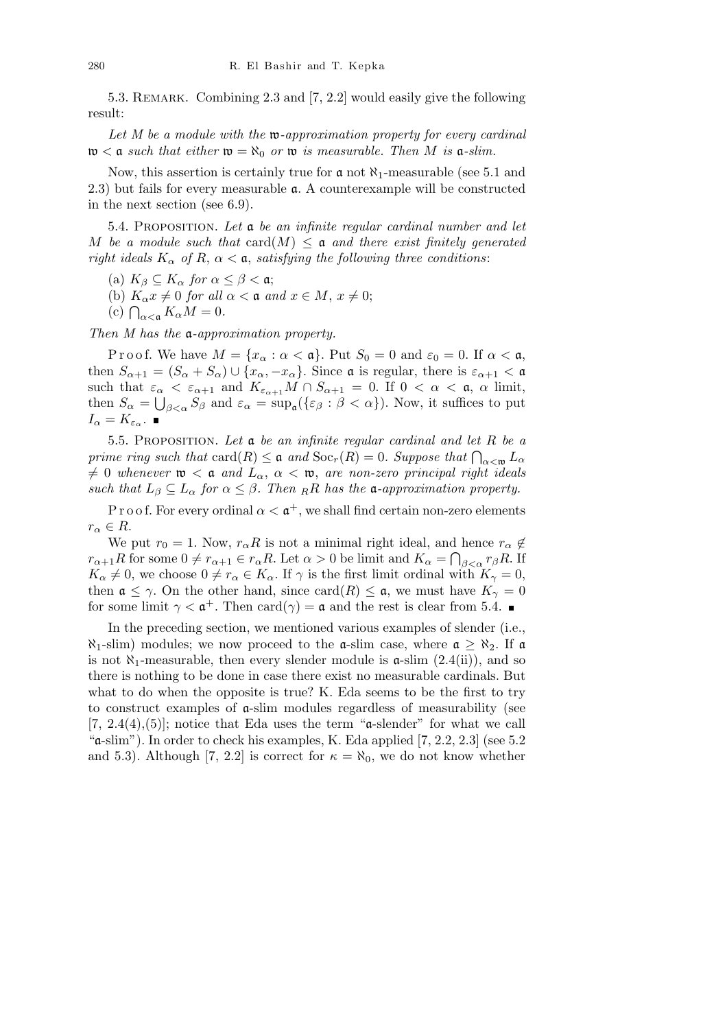5.3. Remark. Combining 2.3 and [7, 2.2] would easily give the following result:

*Let $M$ be a module with the $\mathfrak{w}$-approximation property for every cardinal $\mathfrak{w} < \mathfrak{a}$ such that either $\mathfrak{w} = \aleph_0$ or $\mathfrak{w}$ is measurable. Then $M$ is $\mathfrak{a}$-slim.*

Now, this assertion is certainly true for $\mathfrak{a}$ not $\aleph_1$-measurable (see 5.1 and 2.3) but fails for every measurable $\mathfrak{a}$. A counterexample will be constructed in the next section (see 6.9).

5.4. Proposition. *Let $\mathfrak{a}$ be an infinite regular cardinal number and let $M$ be a module such that* $\operatorname{card}(M) \leq \mathfrak{a}$ *and there exist finitely generated right ideals $K_\alpha$ of $R$, $\alpha < \mathfrak{a}$, satisfying the following three conditions*:

(a) $K_\beta \subseteq K_\alpha$ *for* $\alpha \leq \beta < \mathfrak{a}$;

(b) $K_\alpha x \neq 0$ *for all* $\alpha < \mathfrak{a}$ *and* $x \in M$, $x \neq 0$;

(c) $\bigcap_{\alpha < \mathfrak{a}} K_\alpha M = 0$.

*Then $M$ has the $\mathfrak{a}$-approximation property.*

Proof. We have $M = \{x_\alpha : \alpha < \mathfrak{a}\}$. Put $S_0 = 0$ and $\varepsilon_0 = 0$. If $\alpha < \mathfrak{a}$, then $S_{\alpha+1} = (S_\alpha + S_\alpha) \cup \{x_\alpha, -x_\alpha\}$. Since $\mathfrak{a}$ is regular, there is $\varepsilon_{\alpha+1} < \mathfrak{a}$ such that $\varepsilon_\alpha < \varepsilon_{\alpha+1}$ and $K_{\varepsilon_{\alpha+1}} M \cap S_{\alpha+1} = 0$. If $0 < \alpha < \mathfrak{a}$, $\alpha$ limit, then $S_\alpha = \bigcup_{\beta < \alpha} S_\beta$ and $\varepsilon_\alpha = \sup_{\mathfrak{a}}(\{\varepsilon_\beta : \beta < \alpha\})$. Now, it suffices to put $I_\alpha = K_{\varepsilon_\alpha}$. ∎

5.5. Proposition. *Let $\mathfrak{a}$ be an infinite regular cardinal and let $R$ be a prime ring such that* $\operatorname{card}(R) \leq \mathfrak{a}$ *and* $\operatorname{Soc}_r(R) = 0$. *Suppose that* $\bigcap_{\alpha < \mathfrak{w}} L_\alpha \neq 0$ *whenever $\mathfrak{w} < \mathfrak{a}$ and $L_\alpha$, $\alpha < \mathfrak{w}$, are non-zero principal right ideals such that $L_\beta \subseteq L_\alpha$ for $\alpha \leq \beta$. Then ${}_R R$ has the $\mathfrak{a}$-approximation property.*

Proof. For every ordinal $\alpha < \mathfrak{a}^+$, we shall find certain non-zero elements $r_\alpha \in R$.

We put $r_0 = 1$. Now, $r_\alpha R$ is not a minimal right ideal, and hence $r_\alpha \notin r_{\alpha+1} R$ for some $0 \neq r_{\alpha+1} \in r_\alpha R$. Let $\alpha > 0$ be limit and $K_\alpha = \bigcap_{\beta < \alpha} r_\beta R$. If $K_\alpha \neq 0$, we choose $0 \neq r_\alpha \in K_\alpha$. If $\gamma$ is the first limit ordinal with $K_\gamma = 0$, then $\mathfrak{a} \leq \gamma$. On the other hand, since $\operatorname{card}(R) \leq \mathfrak{a}$, we must have $K_\gamma = 0$ for some limit $\gamma < \mathfrak{a}^+$. Then $\operatorname{card}(\gamma) = \mathfrak{a}$ and the rest is clear from 5.4. ∎

In the preceding section, we mentioned various examples of slender (i.e., $\aleph_1$-slim) modules; we now proceed to the $\mathfrak{a}$-slim case, where $\mathfrak{a} \geq \aleph_2$. If $\mathfrak{a}$ is not $\aleph_1$-measurable, then every slender module is $\mathfrak{a}$-slim (2.4(ii)), and so there is nothing to be done in case there exist no measurable cardinals. But what to do when the opposite is true? K. Eda seems to be the first to try to construct examples of $\mathfrak{a}$-slim modules regardless of measurability (see [7, 2.4(4),(5)]; notice that Eda uses the term "$\mathfrak{a}$-slender" for what we call "$\mathfrak{a}$-slim"). In order to check his examples, K. Eda applied [7, 2.2, 2.3] (see 5.2 and 5.3). Although [7, 2.2] is correct for $\kappa = \aleph_0$, we do not know whether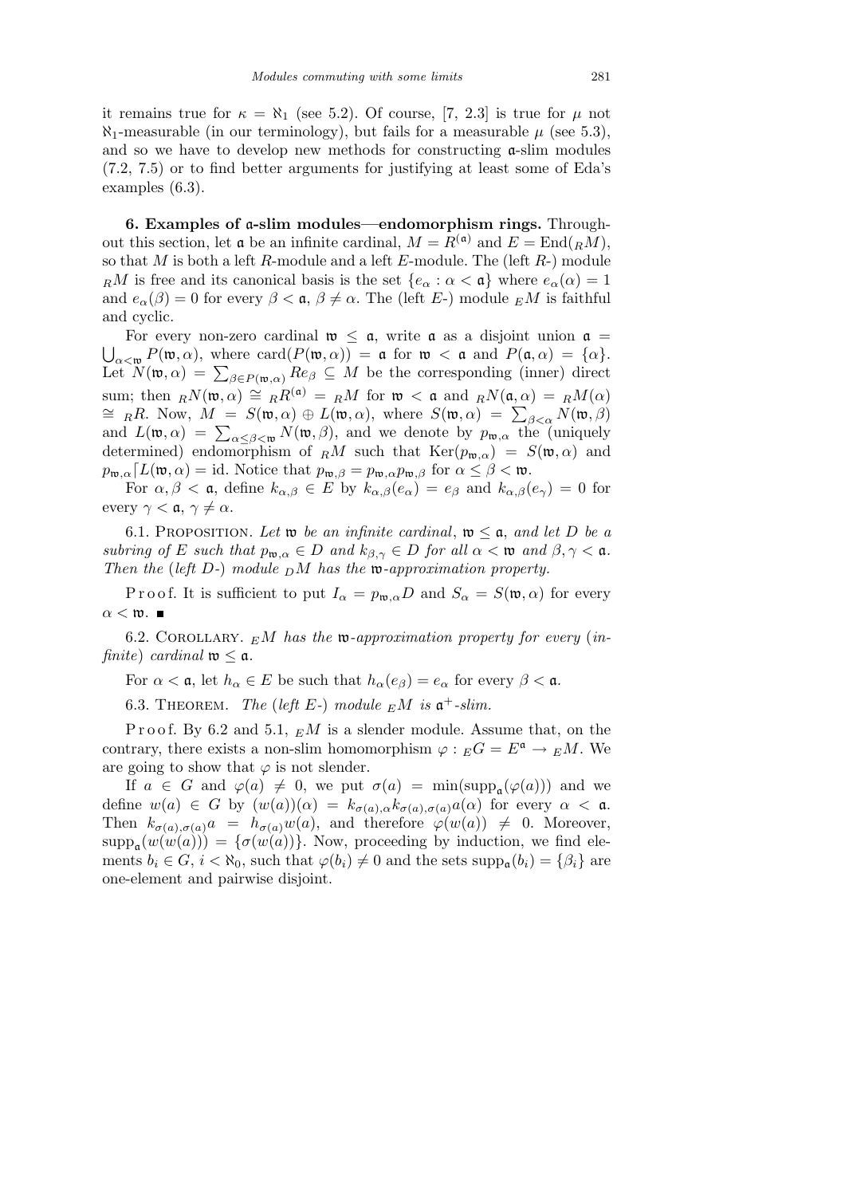it remains true for $\kappa = \aleph_1$ (see 5.2). Of course, [7, 2.3] is true for $\mu$ not $\aleph_1$-measurable (in our terminology), but fails for a measurable $\mu$ (see 5.3), and so we have to develop new methods for constructing $\mathfrak{a}$-slim modules (7.2, 7.5) or to find better arguments for justifying at least some of Eda's examples (6.3).

**6. Examples of $\mathfrak{a}$-slim modules—endomorphism rings.** Throughout this section, let $\mathfrak{a}$ be an infinite cardinal, $M = R^{(\mathfrak{a})}$ and $E = \mathrm{End}({}_R M)$, so that $M$ is both a left $R$-module and a left $E$-module. The (left $R$-) module ${}_R M$ is free and its canonical basis is the set $\{e_\alpha : \alpha < \mathfrak{a}\}$ where $e_\alpha(\alpha) = 1$ and $e_\alpha(\beta) = 0$ for every $\beta < \mathfrak{a}$, $\beta \neq \alpha$. The (left $E$-) module ${}_E M$ is faithful and cyclic.

For every non-zero cardinal $\mathfrak{w} \le \mathfrak{a}$, write $\mathfrak{a}$ as a disjoint union $\mathfrak{a} = \bigcup_{\alpha < \mathfrak{w}} P(\mathfrak{w}, \alpha)$, where $\mathrm{card}(P(\mathfrak{w}, \alpha)) = \mathfrak{a}$ for $\mathfrak{w} < \mathfrak{a}$ and $P(\mathfrak{a}, \alpha) = \{\alpha\}$. Let $N(\mathfrak{w}, \alpha) = \sum_{\beta \in P(\mathfrak{w}, \alpha)} Re_\beta \subseteq M$ be the corresponding (inner) direct sum; then ${}_R N(\mathfrak{w}, \alpha) \cong {}_R R^{(\mathfrak{a})} = {}_R M$ for $\mathfrak{w} < \mathfrak{a}$ and ${}_R N(\mathfrak{a}, \alpha) = {}_R M(\alpha) \cong {}_R R$. Now, $M = S(\mathfrak{w}, \alpha) \oplus L(\mathfrak{w}, \alpha)$, where $S(\mathfrak{w}, \alpha) = \sum_{\beta < \alpha} N(\mathfrak{w}, \beta)$ and $L(\mathfrak{w}, \alpha) = \sum_{\alpha \le \beta < \mathfrak{w}} N(\mathfrak{w}, \beta)$, and we denote by $p_{\mathfrak{w},\alpha}$ the (uniquely determined) endomorphism of ${}_R M$ such that $\mathrm{Ker}(p_{\mathfrak{w},\alpha}) = S(\mathfrak{w}, \alpha)$ and $p_{\mathfrak{w},\alpha} \lceil L(\mathfrak{w}, \alpha) = \mathrm{id}$. Notice that $p_{\mathfrak{w},\beta} = p_{\mathfrak{w},\alpha} p_{\mathfrak{w},\beta}$ for $\alpha \le \beta < \mathfrak{w}$.

For $\alpha, \beta < \mathfrak{a}$, define $k_{\alpha,\beta} \in E$ by $k_{\alpha,\beta}(e_\alpha) = e_\beta$ and $k_{\alpha,\beta}(e_\gamma) = 0$ for every $\gamma < \mathfrak{a}$, $\gamma \neq \alpha$.

6.1. Proposition. *Let $\mathfrak{w}$ be an infinite cardinal, $\mathfrak{w} \le \mathfrak{a}$, and let $D$ be a subring of $E$ such that $p_{\mathfrak{w},\alpha} \in D$ and $k_{\beta,\gamma} \in D$ for all $\alpha < \mathfrak{w}$ and $\beta, \gamma < \mathfrak{a}$. Then the* (*left $D$-*) *module ${}_D M$ has the $\mathfrak{w}$-approximation property.*

Proof. It is sufficient to put $I_\alpha = p_{\mathfrak{w},\alpha} D$ and $S_\alpha = S(\mathfrak{w}, \alpha)$ for every $\alpha < \mathfrak{w}$. ∎

6.2. Corollary. *${}_E M$ has the $\mathfrak{w}$-approximation property for every* (*infinite*) *cardinal $\mathfrak{w} \le \mathfrak{a}$.*

For $\alpha < \mathfrak{a}$, let $h_\alpha \in E$ be such that $h_\alpha(e_\beta) = e_\alpha$ for every $\beta < \mathfrak{a}$.

6.3. Theorem. *The* (*left $E$-*) *module ${}_E M$ is $\mathfrak{a}^+$-slim.*

Proof. By 6.2 and 5.1, ${}_E M$ is a slender module. Assume that, on the contrary, there exists a non-slim homomorphism $\varphi : {}_E G = E^{\mathfrak{a}} \to {}_E M$. We are going to show that $\varphi$ is not slender.

If $a \in G$ and $\varphi(a) \neq 0$, we put $\sigma(a) = \min(\mathrm{supp}_{\mathfrak{a}}(\varphi(a)))$ and we define $w(a) \in G$ by $(w(a))(\alpha) = k_{\sigma(a),\alpha} k_{\sigma(a),\sigma(a)} a(\alpha)$ for every $\alpha < \mathfrak{a}$. Then $k_{\sigma(a),\sigma(a)} a = h_{\sigma(a)} w(a)$, and therefore $\varphi(w(a)) \neq 0$. Moreover, $\mathrm{supp}_{\mathfrak{a}}(w(w(a))) = \{\sigma(w(a))\}$. Now, proceeding by induction, we find elements $b_i \in G$, $i < \aleph_0$, such that $\varphi(b_i) \neq 0$ and the sets $\mathrm{supp}_{\mathfrak{a}}(b_i) = \{\beta_i\}$ are one-element and pairwise disjoint.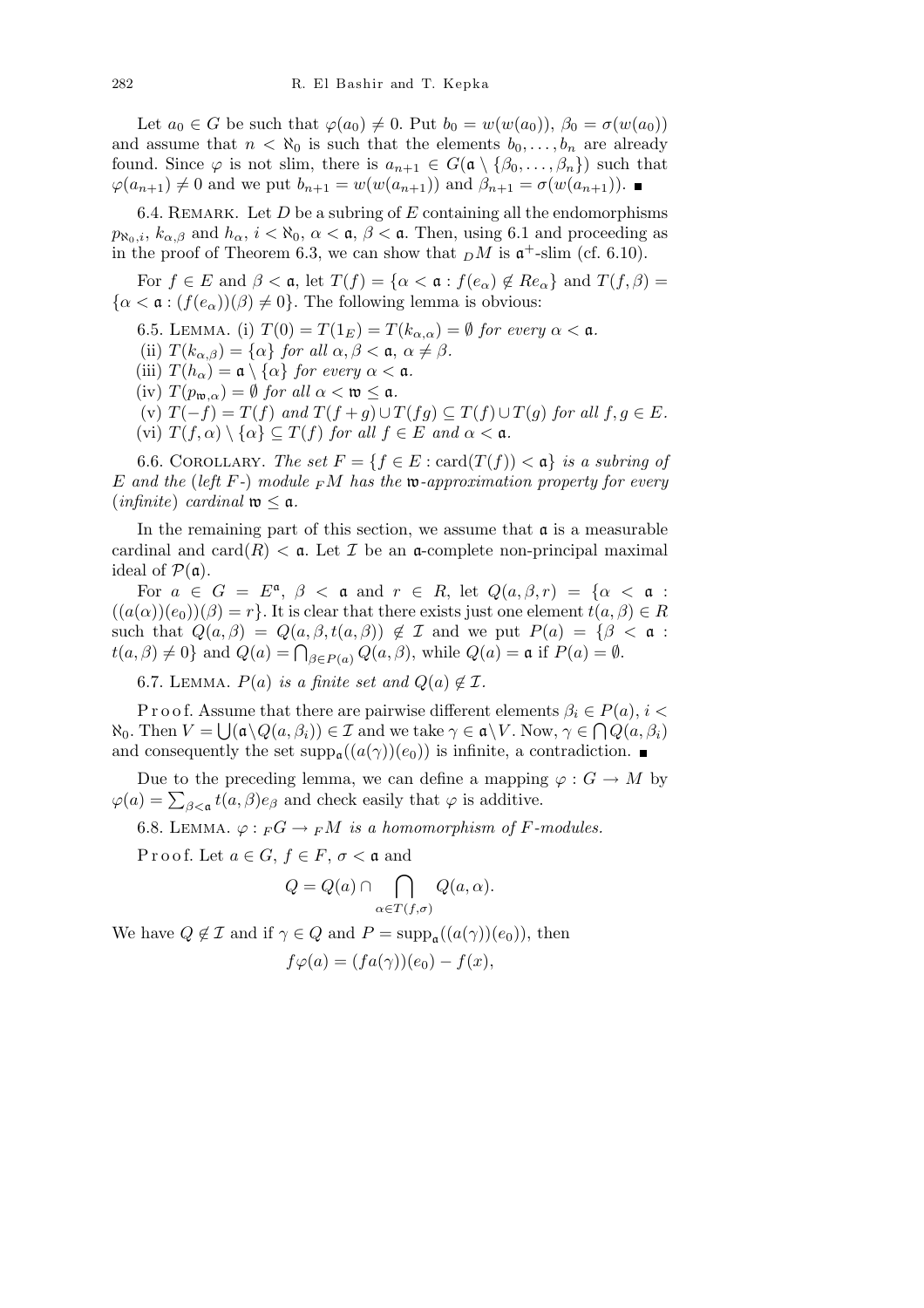Let $a_0 \in G$ be such that $\varphi(a_0) \neq 0$. Put $b_0 = w(w(a_0))$, $\beta_0 = \sigma(w(a_0))$ and assume that $n < \aleph_0$ is such that the elements $b_0, \ldots, b_n$ are already found. Since $\varphi$ is not slim, there is $a_{n+1} \in G(\mathfrak{a} \setminus \{\beta_0, \ldots, \beta_n\})$ such that $\varphi(a_{n+1}) \neq 0$ and we put $b_{n+1} = w(w(a_{n+1}))$ and $\beta_{n+1} = \sigma(w(a_{n+1}))$. ■

6.4. Remark. Let $D$ be a subring of $E$ containing all the endomorphisms $p_{\aleph_0,i}$, $k_{\alpha,\beta}$ and $h_\alpha$, $i < \aleph_0$, $\alpha < \mathfrak{a}$, $\beta < \mathfrak{a}$. Then, using 6.1 and proceeding as in the proof of Theorem 6.3, we can show that ${}_D M$ is $\mathfrak{a}^+$-slim (cf. 6.10).

For $f \in E$ and $\beta < \mathfrak{a}$, let $T(f) = \{\alpha < \mathfrak{a} : f(e_\alpha) \notin Re_\alpha\}$ and $T(f,\beta) = \{\alpha < \mathfrak{a} : (f(e_\alpha))(\beta) \neq 0\}$. The following lemma is obvious:

6.5. Lemma. (i) *$T(0) = T(1_E) = T(k_{\alpha,\alpha}) = \emptyset$ for every $\alpha < \mathfrak{a}$.*

(ii) *$T(k_{\alpha,\beta}) = \{\alpha\}$ for all $\alpha, \beta < \mathfrak{a}$, $\alpha \neq \beta$.*

(iii) *$T(h_\alpha) = \mathfrak{a} \setminus \{\alpha\}$ for every $\alpha < \mathfrak{a}$.*

(iv) *$T(p_{\mathfrak{w},\alpha}) = \emptyset$ for all $\alpha < \mathfrak{w} \leq \mathfrak{a}$.*

(v) *$T(-f) = T(f)$ and $T(f+g) \cup T(fg) \subseteq T(f) \cup T(g)$ for all $f, g \in E$.*

(vi) *$T(f,\alpha) \setminus \{\alpha\} \subseteq T(f)$ for all $f \in E$ and $\alpha < \mathfrak{a}$.*

6.6. Corollary. *The set $F = \{f \in E : \operatorname{card}(T(f)) < \mathfrak{a}\}$ is a subring of $E$ and the (left $F$-) module ${}_F M$ has the $\mathfrak{w}$-approximation property for every (infinite) cardinal $\mathfrak{w} \leq \mathfrak{a}$.*

In the remaining part of this section, we assume that $\mathfrak{a}$ is a measurable cardinal and $\operatorname{card}(R) < \mathfrak{a}$. Let $\mathcal{I}$ be an $\mathfrak{a}$-complete non-principal maximal ideal of $\mathcal{P}(\mathfrak{a})$.

For $a \in G = E^{\mathfrak{a}}$, $\beta < \mathfrak{a}$ and $r \in R$, let $Q(a,\beta,r) = \{\alpha < \mathfrak{a} : ((a(\alpha))(e_0))(\beta) = r\}$. It is clear that there exists just one element $t(a,\beta) \in R$ such that $Q(a,\beta) = Q(a,\beta,t(a,\beta)) \notin \mathcal{I}$ and we put $P(a) = \{\beta < \mathfrak{a} : t(a,\beta) \neq 0\}$ and $Q(a) = \bigcap_{\beta \in P(a)} Q(a,\beta)$, while $Q(a) = \mathfrak{a}$ if $P(a) = \emptyset$.

6.7. Lemma. *$P(a)$ is a finite set and $Q(a) \notin \mathcal{I}$.*

Proof. Assume that there are pairwise different elements $\beta_i \in P(a)$, $i < \aleph_0$. Then $V = \bigcup (\mathfrak{a} \setminus Q(a,\beta_i)) \in \mathcal{I}$ and we take $\gamma \in \mathfrak{a} \setminus V$. Now, $\gamma \in \bigcap Q(a,\beta_i)$ and consequently the set $\operatorname{supp}_{\mathfrak{a}}((a(\gamma))(e_0))$ is infinite, a contradiction. ■

Due to the preceding lemma, we can define a mapping $\varphi : G \to M$ by $\varphi(a) = \sum_{\beta < \mathfrak{a}} t(a,\beta) e_\beta$ and check easily that $\varphi$ is additive.

6.8. Lemma. *$\varphi : {}_F G \to {}_F M$ is a homomorphism of $F$-modules.*

Proof. Let $a \in G$, $f \in F$, $\sigma < \mathfrak{a}$ and

$$Q = Q(a) \cap \bigcap_{\alpha \in T(f,\sigma)} Q(a,\alpha).$$

We have $Q \notin \mathcal{I}$ and if $\gamma \in Q$ and $P = \operatorname{supp}_{\mathfrak{a}}((a(\gamma))(e_0))$, then

$$f\varphi(a) = (fa(\gamma))(e_0) - f(x),$$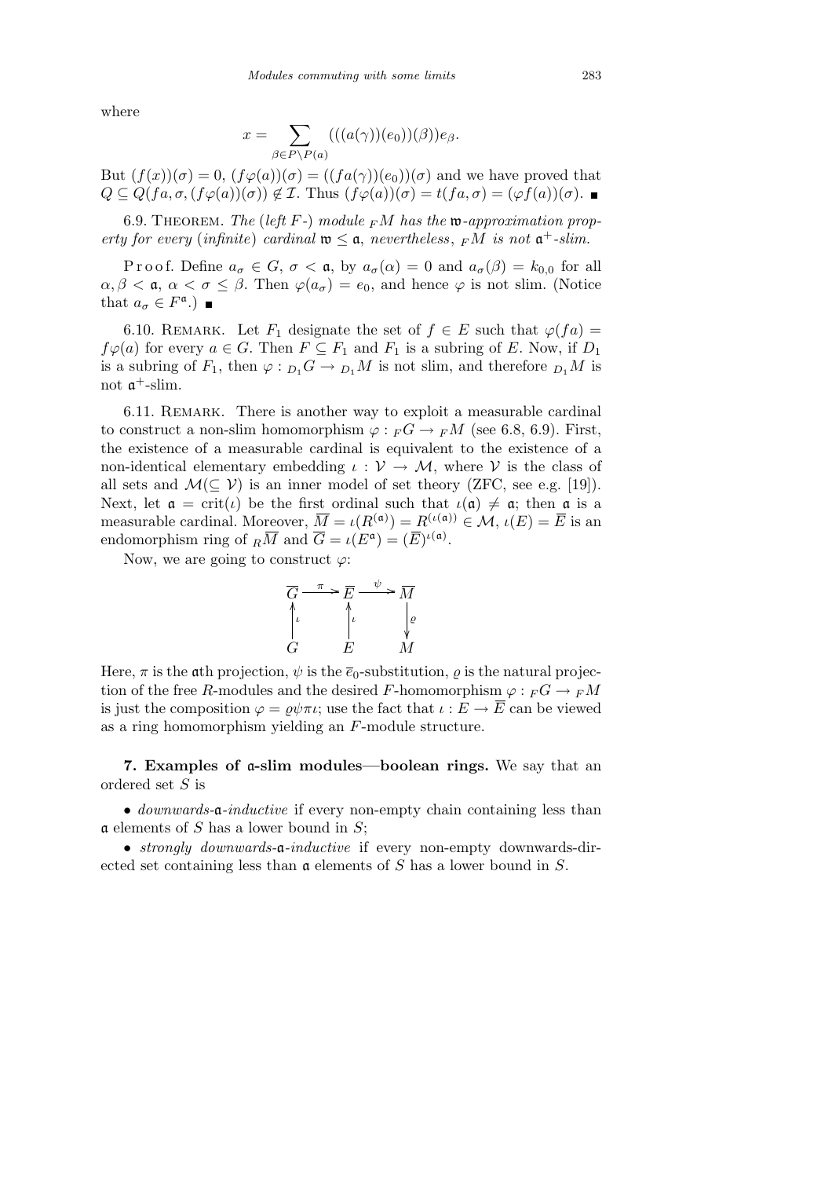where

$$x = \sum_{\beta \in P \setminus P(a)} (((a(\gamma))(e_0))(\beta))e_\beta.$$

But $(f(x))(\sigma) = 0$, $(f\varphi(a))(\sigma) = ((fa(\gamma))(e_0))(\sigma)$ and we have proved that $Q \subseteq Q(fa, \sigma, (f\varphi(a))(\sigma)) \notin \mathcal{I}$. Thus $(f\varphi(a))(\sigma) = t(fa, \sigma) = (\varphi f(a))(\sigma)$. ∎

6.9. Theorem. *The* (*left* $F$-) *module* ${}_FM$ *has the* $\mathfrak{w}$-*approximation property for every* (*infinite*) *cardinal* $\mathfrak{w} \leq \mathfrak{a}$, *nevertheless*, ${}_FM$ *is not* $\mathfrak{a}^+$-*slim.*

Proof. Define $a_\sigma \in G$, $\sigma < \mathfrak{a}$, by $a_\sigma(\alpha) = 0$ and $a_\sigma(\beta) = k_{0,0}$ for all $\alpha, \beta < \mathfrak{a}$, $\alpha < \sigma \leq \beta$. Then $\varphi(a_\sigma) = e_0$, and hence $\varphi$ is not slim. (Notice that $a_\sigma \in F^{\mathfrak{a}}$.) ∎

6.10. Remark. Let $F_1$ designate the set of $f \in E$ such that $\varphi(fa) = f\varphi(a)$ for every $a \in G$. Then $F \subseteq F_1$ and $F_1$ is a subring of $E$. Now, if $D_1$ is a subring of $F_1$, then $\varphi : {}_{D_1}G \to {}_{D_1}M$ is not slim, and therefore ${}_{D_1}M$ is not $\mathfrak{a}^+$-slim.

6.11. Remark. There is another way to exploit a measurable cardinal to construct a non-slim homomorphism $\varphi : {}_FG \to {}_FM$ (see 6.8, 6.9). First, the existence of a measurable cardinal is equivalent to the existence of a non-identical elementary embedding $\iota : \mathcal{V} \to \mathcal{M}$, where $\mathcal{V}$ is the class of all sets and $\mathcal{M} (\subseteq \mathcal{V})$ is an inner model of set theory (ZFC, see e.g. [19]). Next, let $\mathfrak{a} = \mathrm{crit}(\iota)$ be the first ordinal such that $\iota(\mathfrak{a}) \neq \mathfrak{a}$; then $\mathfrak{a}$ is a measurable cardinal. Moreover, $\overline{M} = \iota(R^{(\mathfrak{a})}) = R^{(\iota(\mathfrak{a}))} \in \mathcal{M}$, $\iota(E) = \overline{E}$ is an endomorphism ring of ${}_R\overline{M}$ and $\overline{G} = \iota(E^{\mathfrak{a}}) = (\overline{E})^{\iota(\mathfrak{a})}$.

Now, we are going to construct $\varphi$:

$$\begin{array}{ccccc} \overline{G} & \xrightarrow{\pi} & \overline{E} & \xrightarrow{\psi} & \overline{M} \\ \uparrow{\scriptstyle \iota} & & \uparrow{\scriptstyle \iota} & & \downarrow{\scriptstyle \varrho} \\ G & & E & & M \end{array}$$

Here, $\pi$ is the $\mathfrak{a}$th projection, $\psi$ is the $\overline{e}_0$-substitution, $\varrho$ is the natural projection of the free $R$-modules and the desired $F$-homomorphism $\varphi : {}_FG \to {}_FM$ is just the composition $\varphi = \varrho\psi\pi\iota$; use the fact that $\iota : E \to \overline{E}$ can be viewed as a ring homomorphism yielding an $F$-module structure.

## 7. Examples of $\mathfrak{a}$-slim modules—boolean rings.

We say that an ordered set $S$ is

- *downwards*-$\mathfrak{a}$-*inductive* if every non-empty chain containing less than $\mathfrak{a}$ elements of $S$ has a lower bound in $S$;
- *strongly downwards*-$\mathfrak{a}$-*inductive* if every non-empty downwards-directed set containing less than $\mathfrak{a}$ elements of $S$ has a lower bound in $S$.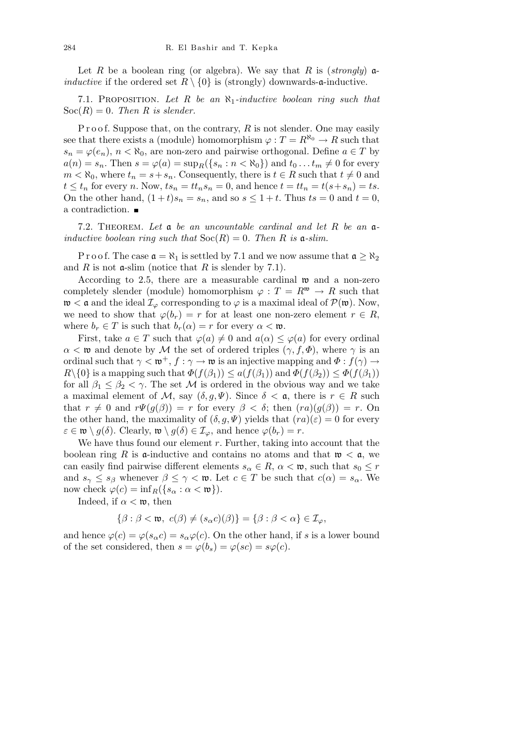Let $R$ be a boolean ring (or algebra). We say that $R$ is (*strongly*) $\mathfrak{a}$-*inductive* if the ordered set $R \setminus \{0\}$ is (strongly) downwards-$\mathfrak{a}$-inductive.

7.1. Proposition. *Let $R$ be an $\aleph_1$-inductive boolean ring such that $\mathrm{Soc}(R) = 0$. Then $R$ is slender.*

Proof. Suppose that, on the contrary, $R$ is not slender. One may easily see that there exists a (module) homomorphism $\varphi : T = R^{\aleph_0} \to R$ such that $s_n = \varphi(e_n)$, $n < \aleph_0$, are non-zero and pairwise orthogonal. Define $a \in T$ by $a(n) = s_n$. Then $s = \varphi(a) = \sup_R(\{s_n : n < \aleph_0\})$ and $t_0 \ldots t_m \neq 0$ for every $m < \aleph_0$, where $t_n = s + s_n$. Consequently, there is $t \in R$ such that $t \neq 0$ and $t \leq t_n$ for every $n$. Now, $ts_n = tt_n s_n = 0$, and hence $t = tt_n = t(s+s_n) = ts$. On the other hand, $(1+t)s_n = s_n$, and so $s \leq 1+t$. Thus $ts = 0$ and $t = 0$, a contradiction. ∎

7.2. Theorem. *Let $\mathfrak{a}$ be an uncountable cardinal and let $R$ be an $\mathfrak{a}$-inductive boolean ring such that $\mathrm{Soc}(R) = 0$. Then $R$ is $\mathfrak{a}$-slim.*

Proof. The case $\mathfrak{a} = \aleph_1$ is settled by 7.1 and we now assume that $\mathfrak{a} \geq \aleph_2$ and $R$ is not $\mathfrak{a}$-slim (notice that $R$ is slender by 7.1).

According to 2.5, there are a measurable cardinal $\mathfrak{w}$ and a non-zero completely slender (module) homomorphism $\varphi : T = R^{\mathfrak{w}} \to R$ such that $\mathfrak{w} < \mathfrak{a}$ and the ideal $\mathcal{I}_\varphi$ corresponding to $\varphi$ is a maximal ideal of $\mathcal{P}(\mathfrak{w})$. Now, we need to show that $\varphi(b_r) = r$ for at least one non-zero element $r \in R$, where $b_r \in T$ is such that $b_r(\alpha) = r$ for every $\alpha < \mathfrak{w}$.

First, take $a \in T$ such that $\varphi(a) \neq 0$ and $a(\alpha) \leq \varphi(a)$ for every ordinal $\alpha < \mathfrak{w}$ and denote by $\mathcal{M}$ the set of ordered triples $(\gamma, f, \Phi)$, where $\gamma$ is an ordinal such that $\gamma < \mathfrak{w}^+$, $f : \gamma \to \mathfrak{w}$ is an injective mapping and $\Phi : f(\gamma) \to R\setminus\{0\}$ is a mapping such that $\Phi(f(\beta_1)) \leq a(f(\beta_1))$ and $\Phi(f(\beta_2)) \leq \Phi(f(\beta_1))$ for all $\beta_1 \leq \beta_2 < \gamma$. The set $\mathcal{M}$ is ordered in the obvious way and we take a maximal element of $\mathcal{M}$, say $(\delta, g, \Psi)$. Since $\delta < \mathfrak{a}$, there is $r \in R$ such that $r \neq 0$ and $r\Psi(g(\beta)) = r$ for every $\beta < \delta$; then $(ra)(g(\beta)) = r$. On the other hand, the maximality of $(\delta, g, \Psi)$ yields that $(ra)(\varepsilon) = 0$ for every $\varepsilon \in \mathfrak{w} \setminus g(\delta)$. Clearly, $\mathfrak{w} \setminus g(\delta) \in \mathcal{I}_\varphi$, and hence $\varphi(b_r) = r$.

We have thus found our element $r$. Further, taking into account that the boolean ring $R$ is $\mathfrak{a}$-inductive and contains no atoms and that $\mathfrak{w} < \mathfrak{a}$, we can easily find pairwise different elements $s_\alpha \in R$, $\alpha < \mathfrak{w}$, such that $s_0 \leq r$ and $s_\gamma \leq s_\beta$ whenever $\beta \leq \gamma < \mathfrak{w}$. Let $c \in T$ be such that $c(\alpha) = s_\alpha$. We now check $\varphi(c) = \inf_R(\{s_\alpha : \alpha < \mathfrak{w}\})$.

Indeed, if $\alpha < \mathfrak{w}$, then

$$\{\beta : \beta < \mathfrak{w},\ c(\beta) \neq (s_\alpha c)(\beta)\} = \{\beta : \beta < \alpha\} \in \mathcal{I}_\varphi,$$

and hence $\varphi(c) = \varphi(s_\alpha c) = s_\alpha \varphi(c)$. On the other hand, if $s$ is a lower bound of the set considered, then $s = \varphi(b_s) = \varphi(sc) = s\varphi(c)$.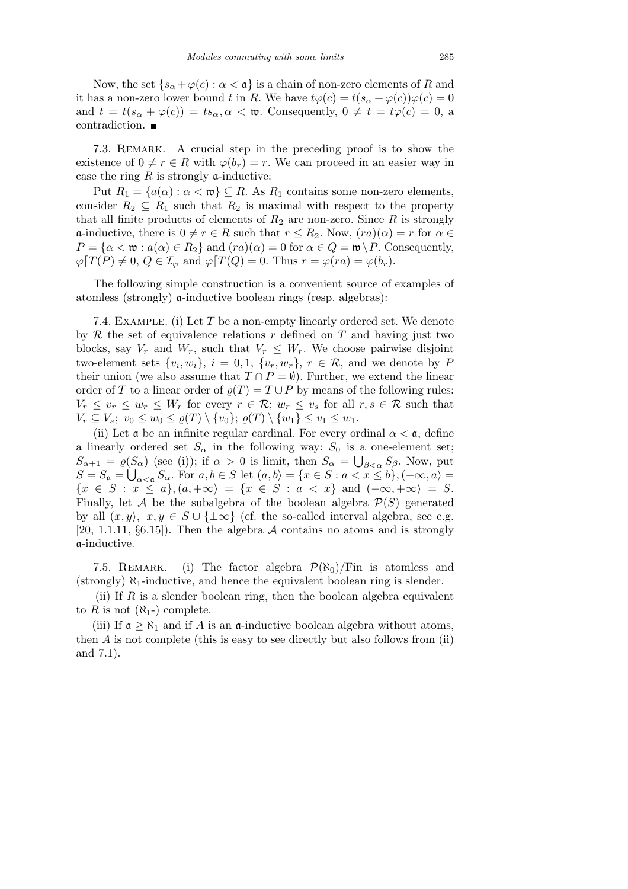Now, the set $\{s_\alpha + \varphi(c) : \alpha < \mathfrak{a}\}$ is a chain of non-zero elements of $R$ and it has a non-zero lower bound $t$ in $R$. We have $t\varphi(c) = t(s_\alpha + \varphi(c))\varphi(c) = 0$ and $t = t(s_\alpha + \varphi(c)) = ts_\alpha, \alpha < \mathfrak{w}$. Consequently, $0 \neq t = t\varphi(c) = 0$, a contradiction. ■

7.3. Remark. A crucial step in the preceding proof is to show the existence of $0 \neq r \in R$ with $\varphi(b_r) = r$. We can proceed in an easier way in case the ring $R$ is strongly $\mathfrak{a}$-inductive:

Put $R_1 = \{a(\alpha) : \alpha < \mathfrak{w}\} \subseteq R$. As $R_1$ contains some non-zero elements, consider $R_2 \subseteq R_1$ such that $R_2$ is maximal with respect to the property that all finite products of elements of $R_2$ are non-zero. Since $R$ is strongly $\mathfrak{a}$-inductive, there is $0 \neq r \in R$ such that $r \leq R_2$. Now, $(ra)(\alpha) = r$ for $\alpha \in P = \{\alpha < \mathfrak{w} : a(\alpha) \in R_2\}$ and $(ra)(\alpha) = 0$ for $\alpha \in Q = \mathfrak{w} \setminus P$. Consequently, $\varphi\lceil T(P) \neq 0$, $Q \in \mathcal{I}_\varphi$ and $\varphi\lceil T(Q) = 0$. Thus $r = \varphi(ra) = \varphi(b_r)$.

The following simple construction is a convenient source of examples of atomless (strongly) $\mathfrak{a}$-inductive boolean rings (resp. algebras):

7.4. Example. (i) Let $T$ be a non-empty linearly ordered set. We denote by $\mathcal{R}$ the set of equivalence relations $r$ defined on $T$ and having just two blocks, say $V_r$ and $W_r$, such that $V_r \leq W_r$. We choose pairwise disjoint two-element sets $\{v_i, w_i\}$, $i = 0, 1$, $\{v_r, w_r\}$, $r \in \mathcal{R}$, and we denote by $P$ their union (we also assume that $T \cap P = \emptyset$). Further, we extend the linear order of $T$ to a linear order of $\varrho(T) = T \cup P$ by means of the following rules: $V_r \leq v_r \leq w_r \leq W_r$ for every $r \in \mathcal{R}$; $w_r \leq v_s$ for all $r, s \in \mathcal{R}$ such that $V_r \subseteq V_s$; $v_0 \leq w_0 \leq \varrho(T) \setminus \{v_0\}$; $\varrho(T) \setminus \{w_1\} \leq v_1 \leq w_1$.

(ii) Let $\mathfrak{a}$ be an infinite regular cardinal. For every ordinal $\alpha < \mathfrak{a}$, define a linearly ordered set $S_\alpha$ in the following way: $S_0$ is a one-element set; $S_{\alpha+1} = \varrho(S_\alpha)$ (see (i)); if $\alpha > 0$ is limit, then $S_\alpha = \bigcup_{\beta<\alpha} S_\beta$. Now, put $S = S_\mathfrak{a} = \bigcup_{\alpha<\mathfrak{a}} S_\alpha$. For $a, b \in S$ let $(a, b\rangle = \{x \in S : a < x \leq b\}, (-\infty, a\rangle = \{x \in S : x \leq a\}, (a, +\infty\rangle = \{x \in S : a < x\}$ and $(-\infty, +\infty\rangle = S$. Finally, let $\mathcal{A}$ be the subalgebra of the boolean algebra $\mathcal{P}(S)$ generated by all $(x, y\rangle$, $x, y \in S \cup \{\pm\infty\}$ (cf. the so-called interval algebra, see e.g. [20, 1.1.11, §6.15]). Then the algebra $\mathcal{A}$ contains no atoms and is strongly $\mathfrak{a}$-inductive.

7.5. Remark. (i) The factor algebra $\mathcal{P}(\aleph_0)/\mathrm{Fin}$ is atomless and (strongly) $\aleph_1$-inductive, and hence the equivalent boolean ring is slender.

(ii) If $R$ is a slender boolean ring, then the boolean algebra equivalent to $R$ is not ($\aleph_1$-) complete.

(iii) If $\mathfrak{a} \geq \aleph_1$ and if $A$ is an $\mathfrak{a}$-inductive boolean algebra without atoms, then $A$ is not complete (this is easy to see directly but also follows from (ii) and 7.1).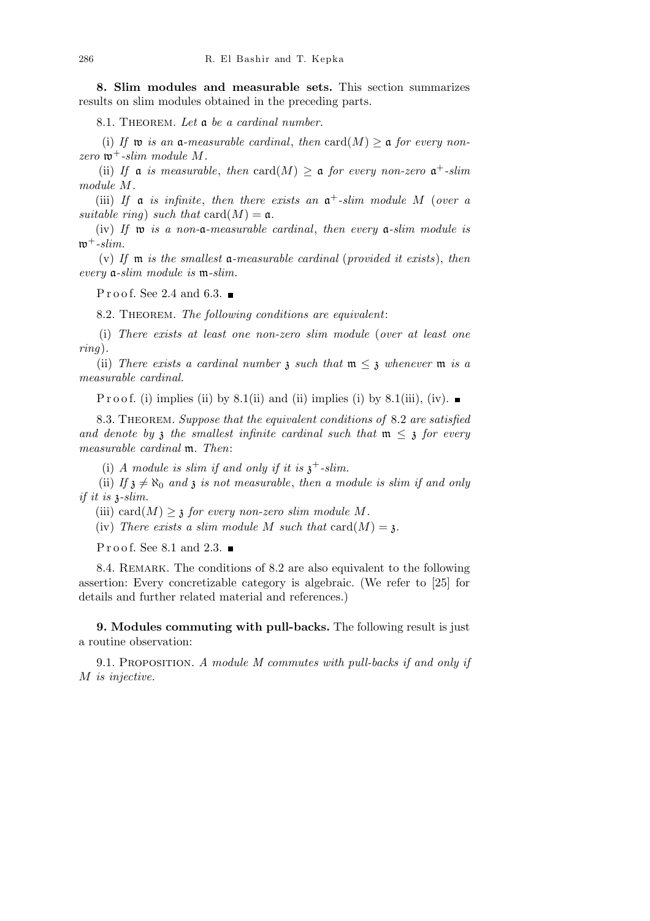**8. Slim modules and measurable sets.** This section summarizes results on slim modules obtained in the preceding parts.

8.1. Theorem. *Let $\mathfrak{a}$ be a cardinal number.*

(i) *If $\mathfrak{w}$ is an $\mathfrak{a}$-measurable cardinal, then $\operatorname{card}(M) \geq \mathfrak{a}$ for every non-zero $\mathfrak{w}^+$-slim module $M$.*

(ii) *If $\mathfrak{a}$ is measurable, then $\operatorname{card}(M) \geq \mathfrak{a}$ for every non-zero $\mathfrak{a}^+$-slim module $M$.*

(iii) *If $\mathfrak{a}$ is infinite, then there exists an $\mathfrak{a}^+$-slim module $M$ (over a suitable ring) such that $\operatorname{card}(M) = \mathfrak{a}$.*

(iv) *If $\mathfrak{w}$ is a non-$\mathfrak{a}$-measurable cardinal, then every $\mathfrak{a}$-slim module is $\mathfrak{w}^+$-slim.*

(v) *If $\mathfrak{m}$ is the smallest $\mathfrak{a}$-measurable cardinal (provided it exists), then every $\mathfrak{a}$-slim module is $\mathfrak{m}$-slim.*

Proof. See 2.4 and 6.3. ∎

8.2. Theorem. *The following conditions are equivalent:*

(i) *There exists at least one non-zero slim module (over at least one ring).*

(ii) *There exists a cardinal number $\mathfrak{z}$ such that $\mathfrak{m} \leq \mathfrak{z}$ whenever $\mathfrak{m}$ is a measurable cardinal.*

Proof. (i) implies (ii) by 8.1(ii) and (ii) implies (i) by 8.1(iii), (iv). ∎

8.3. Theorem. *Suppose that the equivalent conditions of 8.2 are satisfied and denote by $\mathfrak{z}$ the smallest infinite cardinal such that $\mathfrak{m} \leq \mathfrak{z}$ for every measurable cardinal $\mathfrak{m}$. Then:*

(i) *A module is slim if and only if it is $\mathfrak{z}^+$-slim.*

(ii) *If $\mathfrak{z} \neq \aleph_0$ and $\mathfrak{z}$ is not measurable, then a module is slim if and only if it is $\mathfrak{z}$-slim.*

(iii) *$\operatorname{card}(M) \geq \mathfrak{z}$ for every non-zero slim module $M$.*

(iv) *There exists a slim module $M$ such that $\operatorname{card}(M) = \mathfrak{z}$.*

Proof. See 8.1 and 2.3. ∎

8.4. Remark. The conditions of 8.2 are also equivalent to the following assertion: Every concretizable category is algebraic. (We refer to [25] for details and further related material and references.)

**9. Modules commuting with pull-backs.** The following result is just a routine observation:

9.1. Proposition. *A module $M$ commutes with pull-backs if and only if $M$ is injective.*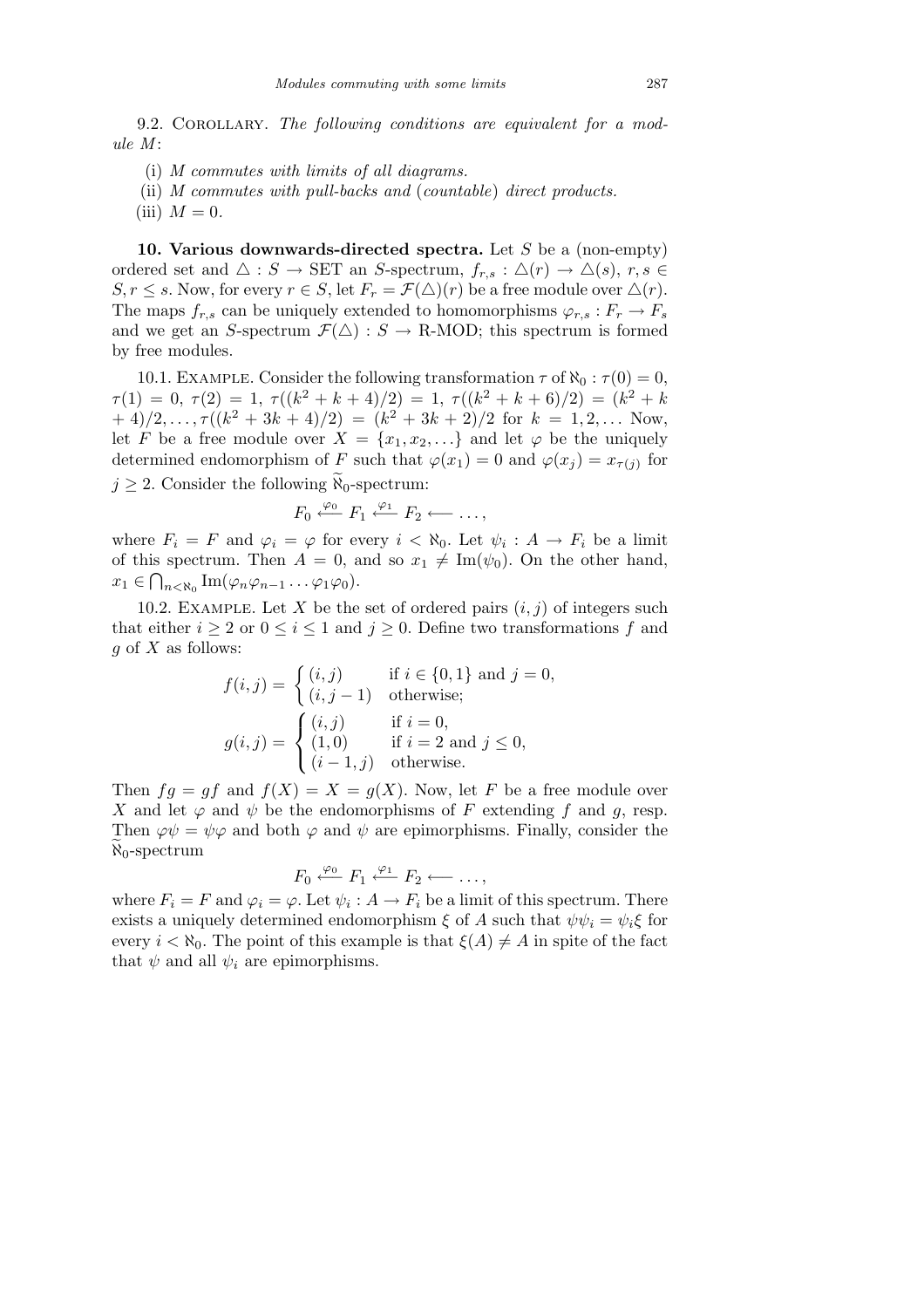9.2. Corollary. *The following conditions are equivalent for a module $M$*:

(i) *$M$ commutes with limits of all diagrams.*

(ii) *$M$ commutes with pull-backs and* (*countable*) *direct products.*

(iii) $M = 0$.

**10. Various downwards-directed spectra.** Let $S$ be a (non-empty) ordered set and $\triangle : S \to \mathrm{SET}$ an $S$-spectrum, $f_{r,s} : \triangle(r) \to \triangle(s)$, $r, s \in S, r \le s$. Now, for every $r \in S$, let $F_r = \mathcal{F}(\triangle)(r)$ be a free module over $\triangle(r)$. The maps $f_{r,s}$ can be uniquely extended to homomorphisms $\varphi_{r,s} : F_r \to F_s$ and we get an $S$-spectrum $\mathcal{F}(\triangle) : S \to \text{R-MOD}$; this spectrum is formed by free modules.

10.1. Example. Consider the following transformation $\tau$ of $\aleph_0$ : $\tau(0) = 0$, $\tau(1) = 0$, $\tau(2) = 1$, $\tau((k^2+k+4)/2) = 1$, $\tau((k^2+k+6)/2) = (k^2+k+4)/2, \ldots, \tau((k^2+3k+4)/2) = (k^2+3k+2)/2$ for $k = 1, 2, \ldots$ Now, let $F$ be a free module over $X = \{x_1, x_2, \ldots\}$ and let $\varphi$ be the uniquely determined endomorphism of $F$ such that $\varphi(x_1) = 0$ and $\varphi(x_j) = x_{\tau(j)}$ for $j \ge 2$. Consider the following $\widetilde{\aleph}_0$-spectrum:

$$F_0 \xleftarrow{\varphi_0} F_1 \xleftarrow{\varphi_1} F_2 \longleftarrow \ldots,$$

where $F_i = F$ and $\varphi_i = \varphi$ for every $i < \aleph_0$. Let $\psi_i : A \to F_i$ be a limit of this spectrum. Then $A = 0$, and so $x_1 \ne \mathrm{Im}(\psi_0)$. On the other hand, $x_1 \in \bigcap_{n<\aleph_0} \mathrm{Im}(\varphi_n\varphi_{n-1}\ldots\varphi_1\varphi_0)$.

10.2. Example. Let $X$ be the set of ordered pairs $(i, j)$ of integers such that either $i \ge 2$ or $0 \le i \le 1$ and $j \ge 0$. Define two transformations $f$ and $g$ of $X$ as follows:

$$f(i,j) = \begin{cases} (i,j) & \text{if } i \in \{0,1\} \text{ and } j = 0, \\ (i, j-1) & \text{otherwise;} \end{cases}$$

$$g(i,j) = \begin{cases} (i,j) & \text{if } i = 0, \\ (1,0) & \text{if } i = 2 \text{ and } j \le 0, \\ (i-1, j) & \text{otherwise.} \end{cases}$$

Then $fg = gf$ and $f(X) = X = g(X)$. Now, let $F$ be a free module over $X$ and let $\varphi$ and $\psi$ be the endomorphisms of $F$ extending $f$ and $g$, resp. Then $\varphi\psi = \psi\varphi$ and both $\varphi$ and $\psi$ are epimorphisms. Finally, consider the $\widetilde{\aleph}_0$-spectrum

$$F_0 \xleftarrow{\varphi_0} F_1 \xleftarrow{\varphi_1} F_2 \longleftarrow \ldots,$$

where $F_i = F$ and $\varphi_i = \varphi$. Let $\psi_i : A \to F_i$ be a limit of this spectrum. There exists a uniquely determined endomorphism $\xi$ of $A$ such that $\psi\psi_i = \psi_i\xi$ for every $i < \aleph_0$. The point of this example is that $\xi(A) \ne A$ in spite of the fact that $\psi$ and all $\psi_i$ are epimorphisms.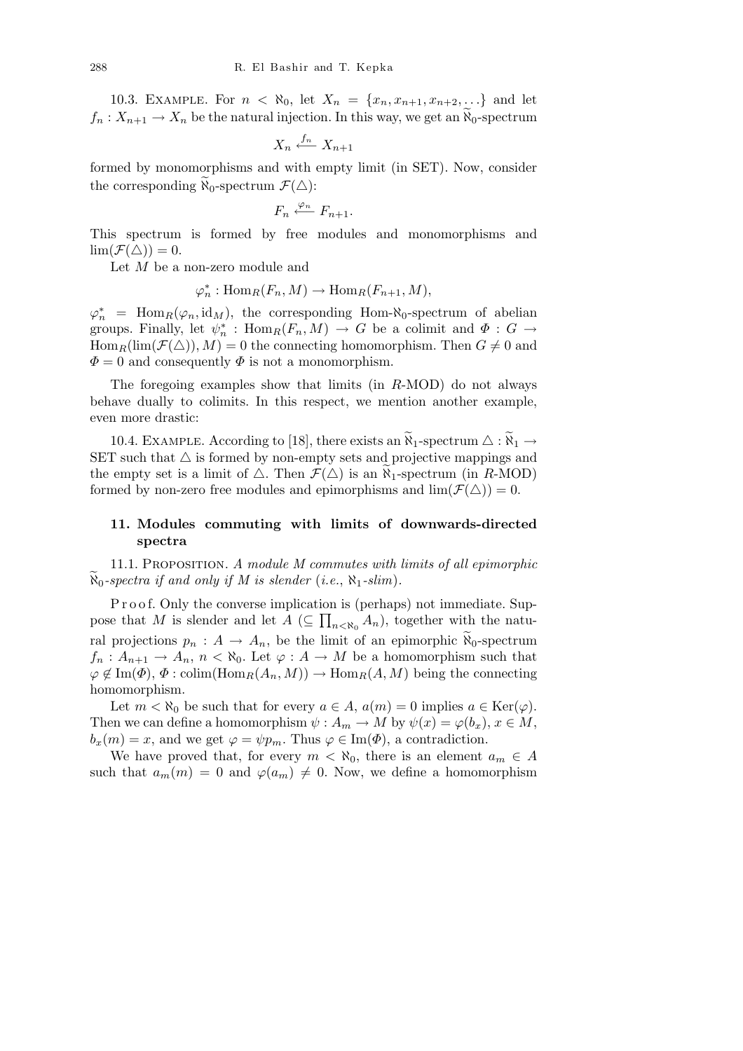10.3. Example. For $n < \aleph_0$, let $X_n = \{x_n, x_{n+1}, x_{n+2}, \ldots\}$ and let $f_n : X_{n+1} \to X_n$ be the natural injection. In this way, we get an $\widetilde{\aleph}_0$-spectrum

$$X_n \xleftarrow{f_n} X_{n+1}$$

formed by monomorphisms and with empty limit (in SET). Now, consider the corresponding $\widetilde{\aleph}_0$-spectrum $\mathcal{F}(\triangle)$:

$$F_n \xleftarrow{\varphi_n} F_{n+1}.$$

This spectrum is formed by free modules and monomorphisms and $\lim(\mathcal{F}(\triangle)) = 0$.

Let $M$ be a non-zero module and

$$\varphi_n^* : \mathrm{Hom}_R(F_n, M) \to \mathrm{Hom}_R(F_{n+1}, M),$$

$\varphi_n^* = \mathrm{Hom}_R(\varphi_n, \mathrm{id}_M)$, the corresponding Hom-$\aleph_0$-spectrum of abelian groups. Finally, let $\psi_n^* : \mathrm{Hom}_R(F_n, M) \to G$ be a colimit and $\Phi : G \to \mathrm{Hom}_R(\lim(\mathcal{F}(\triangle)), M) = 0$ the connecting homomorphism. Then $G \neq 0$ and $\Phi = 0$ and consequently $\Phi$ is not a monomorphism.

The foregoing examples show that limits (in $R$-MOD) do not always behave dually to colimits. In this respect, we mention another example, even more drastic:

10.4. Example. According to [18], there exists an $\widetilde{\aleph}_1$-spectrum $\triangle : \widetilde{\aleph}_1 \to$ SET such that $\triangle$ is formed by non-empty sets and projective mappings and the empty set is a limit of $\triangle$. Then $\mathcal{F}(\triangle)$ is an $\widetilde{\aleph}_1$-spectrum (in $R$-MOD) formed by non-zero free modules and epimorphisms and $\lim(\mathcal{F}(\triangle)) = 0$.

## 11. Modules commuting with limits of downwards-directed spectra

11.1. Proposition. *A module $M$ commutes with limits of all epimorphic $\widetilde{\aleph}_0$-spectra if and only if $M$ is slender (i.e., $\aleph_1$-slim).*

Proof. Only the converse implication is (perhaps) not immediate. Suppose that $M$ is slender and let $A$ ($\subseteq \prod_{n<\aleph_0} A_n$), together with the natural projections $p_n : A \to A_n$, be the limit of an epimorphic $\widetilde{\aleph}_0$-spectrum $f_n : A_{n+1} \to A_n$, $n < \aleph_0$. Let $\varphi : A \to M$ be a homomorphism such that $\varphi \notin \mathrm{Im}(\Phi)$, $\Phi : \mathrm{colim}(\mathrm{Hom}_R(A_n, M)) \to \mathrm{Hom}_R(A, M)$ being the connecting homomorphism.

Let $m < \aleph_0$ be such that for every $a \in A$, $a(m) = 0$ implies $a \in \mathrm{Ker}(\varphi)$. Then we can define a homomorphism $\psi : A_m \to M$ by $\psi(x) = \varphi(b_x)$, $x \in M$, $b_x(m) = x$, and we get $\varphi = \psi p_m$. Thus $\varphi \in \mathrm{Im}(\Phi)$, a contradiction.

We have proved that, for every $m < \aleph_0$, there is an element $a_m \in A$ such that $a_m(m) = 0$ and $\varphi(a_m) \neq 0$. Now, we define a homomorphism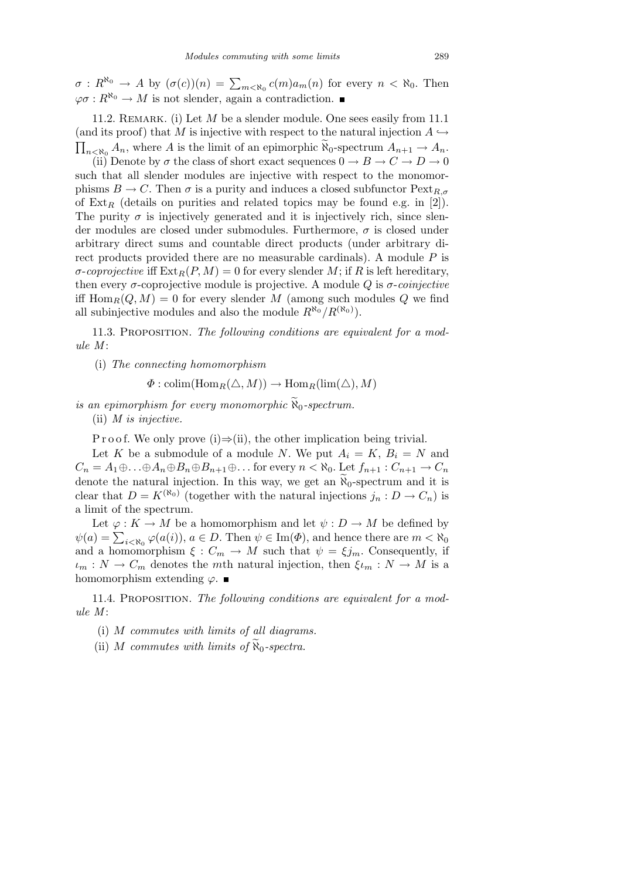$\sigma : R^{\aleph_0} \to A$ by $(\sigma(c))(n) = \sum_{m<\aleph_0} c(m)a_m(n)$ for every $n < \aleph_0$. Then $\varphi\sigma : R^{\aleph_0} \to M$ is not slender, again a contradiction. ■

11.2. Remark. (i) Let $M$ be a slender module. One sees easily from 11.1 (and its proof) that $M$ is injective with respect to the natural injection $A \hookrightarrow \prod_{n<\aleph_0} A_n$, where $A$ is the limit of an epimorphic $\widetilde{\aleph}_0$-spectrum $A_{n+1} \to A_n$.

(ii) Denote by $\sigma$ the class of short exact sequences $0 \to B \to C \to D \to 0$ such that all slender modules are injective with respect to the monomorphisms $B \to C$. Then $\sigma$ is a purity and induces a closed subfunctor $\mathrm{Pext}_{R,\sigma}$ of $\mathrm{Ext}_R$ (details on purities and related topics may be found e.g. in [2]). The purity $\sigma$ is injectively generated and it is injectively rich, since slender modules are closed under submodules. Furthermore, $\sigma$ is closed under arbitrary direct sums and countable direct products (under arbitrary direct products provided there are no measurable cardinals). A module $P$ is *$\sigma$-coprojective* iff $\mathrm{Ext}_R(P, M) = 0$ for every slender $M$; if $R$ is left hereditary, then every $\sigma$-coprojective module is projective. A module $Q$ is *$\sigma$-coinjective* iff $\mathrm{Hom}_R(Q, M) = 0$ for every slender $M$ (among such modules $Q$ we find all subinjective modules and also the module $R^{\aleph_0}/R^{(\aleph_0)}$).

11.3. Proposition. *The following conditions are equivalent for a module $M$*:

(i) *The connecting homomorphism*

$$\Phi : \mathrm{colim}(\mathrm{Hom}_R(\triangle, M)) \to \mathrm{Hom}_R(\lim(\triangle), M)$$

*is an epimorphism for every monomorphic $\widetilde{\aleph}_0$-spectrum.*

(ii) *$M$ is injective.*

Proof. We only prove (i)⇒(ii), the other implication being trivial.

Let $K$ be a submodule of a module $N$. We put $A_i = K$, $B_i = N$ and $C_n = A_1 \oplus \ldots \oplus A_n \oplus B_n \oplus B_{n+1} \oplus \ldots$ for every $n < \aleph_0$. Let $f_{n+1} : C_{n+1} \to C_n$ denote the natural injection. In this way, we get an $\widetilde{\aleph}_0$-spectrum and it is clear that $D = K^{(\aleph_0)}$ (together with the natural injections $j_n : D \to C_n$) is a limit of the spectrum.

Let $\varphi : K \to M$ be a homomorphism and let $\psi : D \to M$ be defined by $\psi(a) = \sum_{i<\aleph_0} \varphi(a(i))$, $a \in D$. Then $\psi \in \mathrm{Im}(\Phi)$, and hence there are $m < \aleph_0$ and a homomorphism $\xi : C_m \to M$ such that $\psi = \xi j_m$. Consequently, if $\iota_m : N \to C_m$ denotes the $m$th natural injection, then $\xi\iota_m : N \to M$ is a homomorphism extending $\varphi$. ■

11.4. Proposition. *The following conditions are equivalent for a module $M$*:

(i) *$M$ commutes with limits of all diagrams.*

(ii) *$M$ commutes with limits of $\widetilde{\aleph}_0$-spectra.*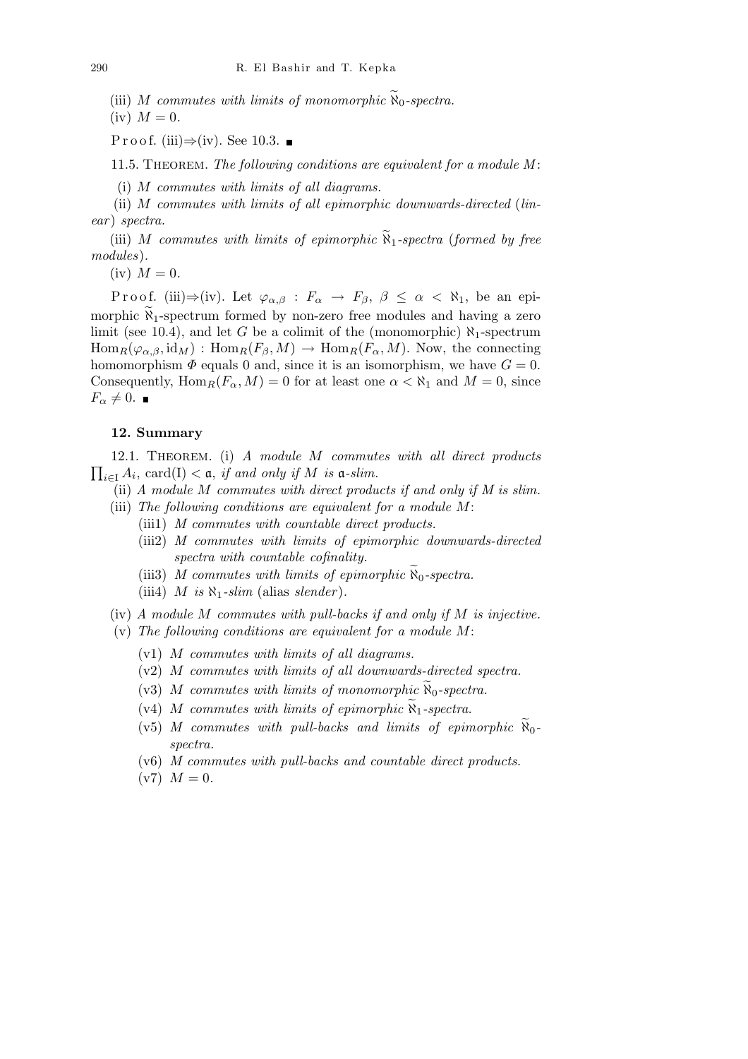(iii) *$M$ commutes with limits of monomorphic $\widetilde{\aleph}_0$-spectra.*

(iv) $M = 0$.

Proof. (iii)⇒(iv). See 10.3. ∎

11.5. Theorem. *The following conditions are equivalent for a module $M$:*

(i) *$M$ commutes with limits of all diagrams.*

(ii) *$M$ commutes with limits of all epimorphic downwards-directed (linear) spectra.*

(iii) *$M$ commutes with limits of epimorphic $\widetilde{\aleph}_1$-spectra (formed by free modules).*

(iv) $M = 0$.

Proof. (iii)⇒(iv). Let $\varphi_{\alpha,\beta} : F_\alpha \to F_\beta$, $\beta \le \alpha < \aleph_1$, be an epimorphic $\widetilde{\aleph}_1$-spectrum formed by non-zero free modules and having a zero limit (see 10.4), and let $G$ be a colimit of the (monomorphic) $\aleph_1$-spectrum $\mathrm{Hom}_R(\varphi_{\alpha,\beta}, \mathrm{id}_M) : \mathrm{Hom}_R(F_\beta, M) \to \mathrm{Hom}_R(F_\alpha, M)$. Now, the connecting homomorphism $\Phi$ equals 0 and, since it is an isomorphism, we have $G = 0$. Consequently, $\mathrm{Hom}_R(F_\alpha, M) = 0$ for at least one $\alpha < \aleph_1$ and $M = 0$, since $F_\alpha \neq 0$. ∎

## 12. Summary

12.1. Theorem. (i) *A module $M$ commutes with all direct products $\prod_{i\in I} A_i$, $\mathrm{card}(I) < \mathfrak{a}$, if and only if $M$ is $\mathfrak{a}$-slim.*

(ii) *A module $M$ commutes with direct products if and only if $M$ is slim.*

(iii) *The following conditions are equivalent for a module $M$:*

- (iii1) *$M$ commutes with countable direct products.*
- (iii2) *$M$ commutes with limits of epimorphic downwards-directed spectra with countable cofinality.*
- (iii3) *$M$ commutes with limits of epimorphic $\widetilde{\aleph}_0$-spectra.*
- (iii4) *$M$ is $\aleph_1$-slim* (alias *slender*).

(iv) *A module $M$ commutes with pull-backs if and only if $M$ is injective.*

(v) *The following conditions are equivalent for a module $M$:*

- (v1) *$M$ commutes with limits of all diagrams.*
- (v2) *$M$ commutes with limits of all downwards-directed spectra.*
- (v3) *$M$ commutes with limits of monomorphic $\widetilde{\aleph}_0$-spectra.*
- (v4) *$M$ commutes with limits of epimorphic $\widetilde{\aleph}_1$-spectra.*
- (v5) *$M$ commutes with pull-backs and limits of epimorphic $\widetilde{\aleph}_0$-spectra.*
- (v6) *$M$ commutes with pull-backs and countable direct products.*
- (v7) $M = 0$.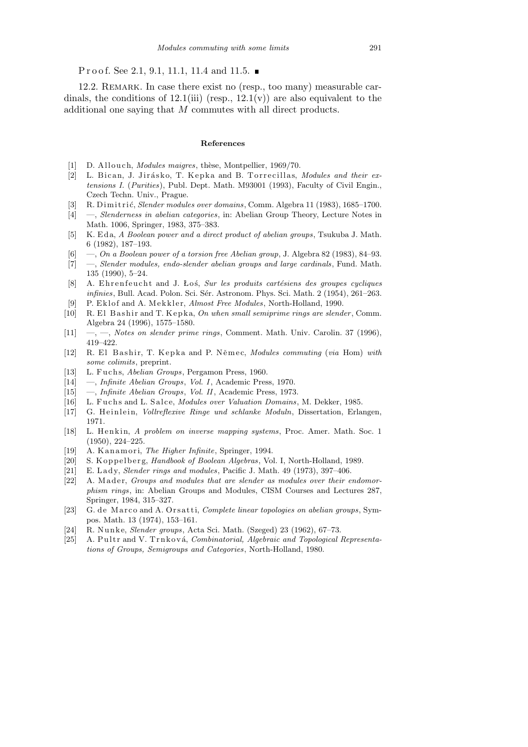Proof. See 2.1, 9.1, 11.1, 11.4 and 11.5. ∎

12.2. Remark. In case there exist no (resp., too many) measurable cardinals, the conditions of 12.1(iii) (resp., 12.1(v)) are also equivalent to the additional one saying that $M$ commutes with all direct products.

## References

- [1] D. Allouch, *Modules maigres*, thèse, Montpellier, 1969/70.
- [2] L. Bican, J. Jirásko, T. Kepka and B. Torrecillas, *Modules and their extensions I.* (*Purities*), Publ. Dept. Math. M93001 (1993), Faculty of Civil Engin., Czech Techn. Univ., Prague.
- [3] R. Dimitrić, *Slender modules over domains*, Comm. Algebra 11 (1983), 1685–1700.
- [4] —, *Slenderness in abelian categories*, in: Abelian Group Theory, Lecture Notes in Math. 1006, Springer, 1983, 375–383.
- [5] K. Eda, *A Boolean power and a direct product of abelian groups*, Tsukuba J. Math. 6 (1982), 187–193.
- [6] —, *On a Boolean power of a torsion free Abelian group*, J. Algebra 82 (1983), 84–93.
- [7] —, *Slender modules, endo-slender abelian groups and large cardinals*, Fund. Math. 135 (1990), 5–24.
- [8] A. Ehrenfeucht and J. Łoś, *Sur les produits cartésiens des groupes cycliques infinies*, Bull. Acad. Polon. Sci. Sér. Astronom. Phys. Sci. Math. 2 (1954), 261–263.
- [9] P. Eklof and A. Mekkler, *Almost Free Modules*, North-Holland, 1990.
- [10] R. El Bashir and T. Kepka, *On when small semiprime rings are slender*, Comm. Algebra 24 (1996), 1575–1580.
- [11] —, —, *Notes on slender prime rings*, Comment. Math. Univ. Carolin. 37 (1996), 419–422.
- [12] R. El Bashir, T. Kepka and P. Němec, *Modules commuting* (*via* Hom) *with some colimits*, preprint.
- [13] L. Fuchs, *Abelian Groups*, Pergamon Press, 1960.
- [14] —, *Infinite Abelian Groups*, *Vol. I*, Academic Press, 1970.
- [15] —, *Infinite Abelian Groups*, *Vol. II*, Academic Press, 1973.
- [16] L. Fuchs and L. Salce, *Modules over Valuation Domains*, M. Dekker, 1985.
- [17] G. Heinlein, *Vollreflexive Ringe und schlanke Moduln*, Dissertation, Erlangen, 1971.
- [18] L. Henkin, *A problem on inverse mapping systems*, Proc. Amer. Math. Soc. 1 (1950), 224–225.
- [19] A. Kanamori, *The Higher Infinite*, Springer, 1994.
- [20] S. Koppelberg, *Handbook of Boolean Algebras*, Vol. I, North-Holland, 1989.
- [21] E. Lady, *Slender rings and modules*, Pacific J. Math. 49 (1973), 397–406.
- [22] A. Mader, *Groups and modules that are slender as modules over their endomorphism rings*, in: Abelian Groups and Modules, CISM Courses and Lectures 287, Springer, 1984, 315–327.
- [23] G. de Marco and A. Orsatti, *Complete linear topologies on abelian groups*, Sympos. Math. 13 (1974), 153–161.
- [24] R. Nunke, *Slender groups*, Acta Sci. Math. (Szeged) 23 (1962), 67–73.
- [25] A. Pultr and V. Trnková, *Combinatorial, Algebraic and Topological Representations of Groups, Semigroups and Categories*, North-Holland, 1980.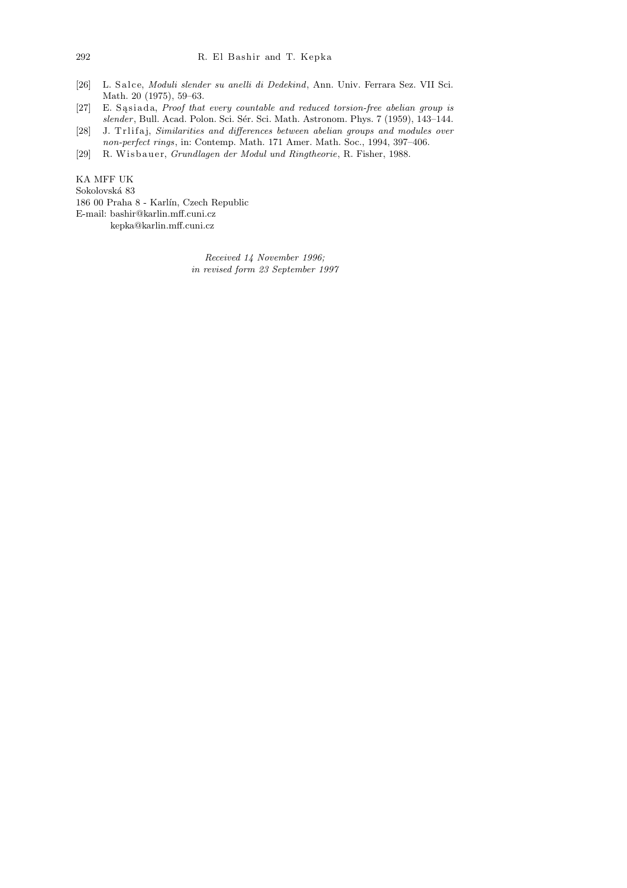[26] L. Salce, *Moduli slender su anelli di Dedekind*, Ann. Univ. Ferrara Sez. VII Sci. Math. 20 (1975), 59–63.

[27] E. Sąsiada, *Proof that every countable and reduced torsion-free abelian group is slender*, Bull. Acad. Polon. Sci. Sér. Sci. Math. Astronom. Phys. 7 (1959), 143–144.

[28] J. Trlifaj, *Similarities and differences between abelian groups and modules over non-perfect rings*, in: Contemp. Math. 171 Amer. Math. Soc., 1994, 397–406.

[29] R. Wisbauer, *Grundlagen der Modul und Ringtheorie*, R. Fisher, 1988.

KA MFF UK
Sokolovská 83
186 00 Praha 8 - Karlín, Czech Republic
E-mail: bashir@karlin.mff.cuni.cz
kepka@karlin.mff.cuni.cz

*Received 14 November 1996;*
*in revised form 23 September 1997*